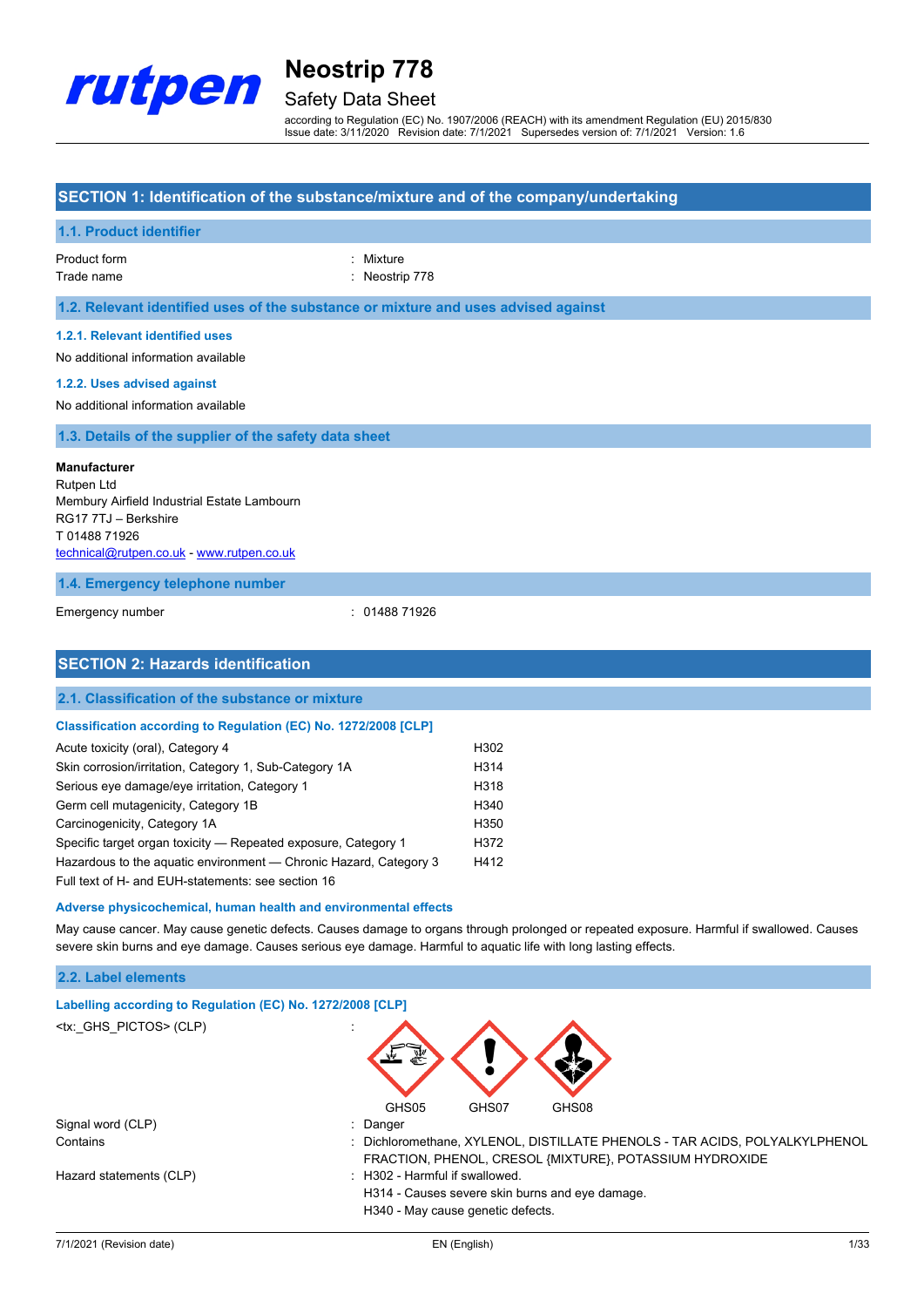# Neostrip 778

## Safety Data Sheet

according to Regulation (EC) No. 1907/2006 (REACH) with its amendment Regulation (EU) 2015/830
Issue date: 3/11/2020 Revision date: 7/1/2021 Supersedes version of: 7/1/2021 Version: 1.6

## SECTION 1: Identification of the substance/mixture and of the company/undertaking

### 1.1. Product identifier

Product form : Mixture
Trade name : Neostrip 778

### 1.2. Relevant identified uses of the substance or mixture and uses advised against

#### 1.2.1. Relevant identified uses

No additional information available

#### 1.2.2. Uses advised against

No additional information available

### 1.3. Details of the supplier of the safety data sheet

**Manufacturer**
Rutpen Ltd
Membury Airfield Industrial Estate Lambourn
RG17 7TJ – Berkshire
T 01488 71926
technical@rutpen.co.uk - www.rutpen.co.uk

### 1.4. Emergency telephone number

Emergency number : 01488 71926

## SECTION 2: Hazards identification

### 2.1. Classification of the substance or mixture

**Classification according to Regulation (EC) No. 1272/2008 [CLP]**

| | |
|---|---|
| Acute toxicity (oral), Category 4 | H302 |
| Skin corrosion/irritation, Category 1, Sub-Category 1A | H314 |
| Serious eye damage/eye irritation, Category 1 | H318 |
| Germ cell mutagenicity, Category 1B | H340 |
| Carcinogenicity, Category 1A | H350 |
| Specific target organ toxicity — Repeated exposure, Category 1 | H372 |
| Hazardous to the aquatic environment — Chronic Hazard, Category 3 | H412 |

Full text of H- and EUH-statements: see section 16

**Adverse physicochemical, human health and environmental effects**

May cause cancer. May cause genetic defects. Causes damage to organs through prolonged or repeated exposure. Harmful if swallowed. Causes severe skin burns and eye damage. Causes serious eye damage. Harmful to aquatic life with long lasting effects.

### 2.2. Label elements

**Labelling according to Regulation (EC) No. 1272/2008 [CLP]**

<tx:_GHS_PICTOS> (CLP) : GHS05 GHS07 GHS08

Signal word (CLP) : Danger

Contains : Dichloromethane, XYLENOL, DISTILLATE PHENOLS - TAR ACIDS, POLYALKYLPHENOL FRACTION, PHENOL, CRESOL {MIXTURE}, POTASSIUM HYDROXIDE

Hazard statements (CLP) : H302 - Harmful if swallowed.
H314 - Causes severe skin burns and eye damage.
H340 - May cause genetic defects.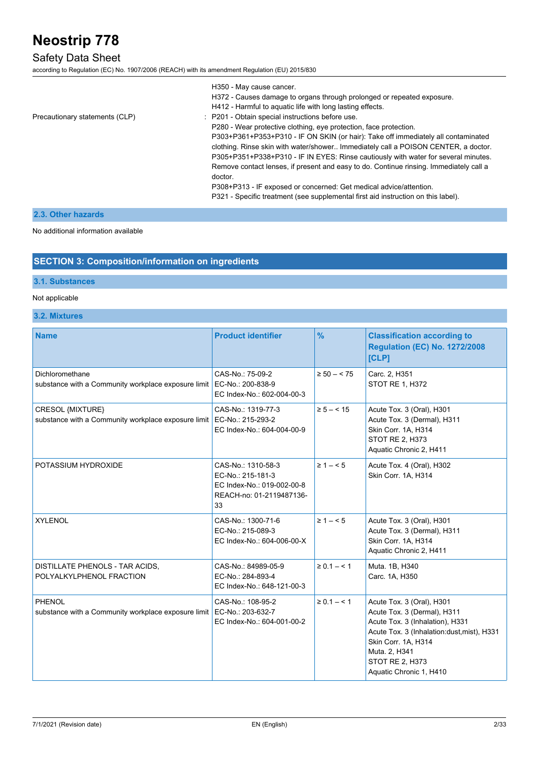H350 - May cause cancer.
H372 - Causes damage to organs through prolonged or repeated exposure.
H412 - Harmful to aquatic life with long lasting effects.

Precautionary statements (CLP) : P201 - Obtain special instructions before use.
P280 - Wear protective clothing, eye protection, face protection.
P303+P361+P353+P310 - IF ON SKIN (or hair): Take off immediately all contaminated clothing. Rinse skin with water/shower.. Immediately call a POISON CENTER, a doctor.
P305+P351+P338+P310 - IF IN EYES: Rinse cautiously with water for several minutes. Remove contact lenses, if present and easy to do. Continue rinsing. Immediately call a doctor.
P308+P313 - IF exposed or concerned: Get medical advice/attention.
P321 - Specific treatment (see supplemental first aid instruction on this label).

### 2.3. Other hazards

No additional information available

## SECTION 3: Composition/information on ingredients

### 3.1. Substances

Not applicable

### 3.2. Mixtures

| Name | Product identifier | % | Classification according to Regulation (EC) No. 1272/2008 [CLP] |
|---|---|---|---|
| Dichloromethane<br>substance with a Community workplace exposure limit | CAS-No.: 75-09-2<br>EC-No.: 200-838-9<br>EC Index-No.: 602-004-00-3 | ≥ 50 – < 75 | Carc. 2, H351<br>STOT RE 1, H372 |
| CRESOL {MIXTURE}<br>substance with a Community workplace exposure limit | CAS-No.: 1319-77-3<br>EC-No.: 215-293-2<br>EC Index-No.: 604-004-00-9 | ≥ 5 – < 15 | Acute Tox. 3 (Oral), H301<br>Acute Tox. 3 (Dermal), H311<br>Skin Corr. 1A, H314<br>STOT RE 2, H373<br>Aquatic Chronic 2, H411 |
| POTASSIUM HYDROXIDE | CAS-No.: 1310-58-3<br>EC-No.: 215-181-3<br>EC Index-No.: 019-002-00-8<br>REACH-no: 01-2119487136-33 | ≥ 1 – < 5 | Acute Tox. 4 (Oral), H302<br>Skin Corr. 1A, H314 |
| XYLENOL | CAS-No.: 1300-71-6<br>EC-No.: 215-089-3<br>EC Index-No.: 604-006-00-X | ≥ 1 – < 5 | Acute Tox. 3 (Oral), H301<br>Acute Tox. 3 (Dermal), H311<br>Skin Corr. 1A, H314<br>Aquatic Chronic 2, H411 |
| DISTILLATE PHENOLS - TAR ACIDS, POLYALKYLPHENOL FRACTION | CAS-No.: 84989-05-9<br>EC-No.: 284-893-4<br>EC Index-No.: 648-121-00-3 | ≥ 0.1 – < 1 | Muta. 1B, H340<br>Carc. 1A, H350 |
| PHENOL<br>substance with a Community workplace exposure limit | CAS-No.: 108-95-2<br>EC-No.: 203-632-7<br>EC Index-No.: 604-001-00-2 | ≥ 0.1 – < 1 | Acute Tox. 3 (Oral), H301<br>Acute Tox. 3 (Dermal), H311<br>Acute Tox. 3 (Inhalation), H331<br>Acute Tox. 3 (Inhalation:dust,mist), H331<br>Skin Corr. 1A, H314<br>Muta. 2, H341<br>STOT RE 2, H373<br>Aquatic Chronic 1, H410 |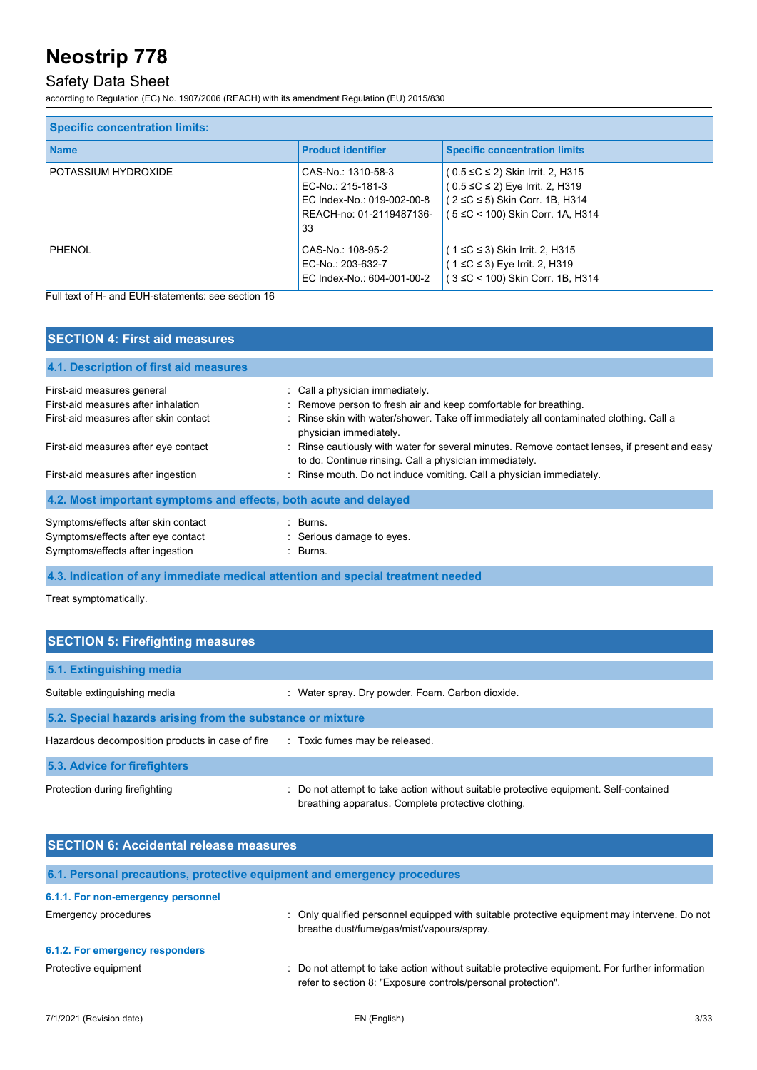| Specific concentration limits: | | |
|---|---|---|
| **Name** | **Product identifier** | **Specific concentration limits** |
| POTASSIUM HYDROXIDE | CAS-No.: 1310-58-3<br>EC-No.: 215-181-3<br>EC Index-No.: 019-002-00-8<br>REACH-no: 01-2119487136-33 | ( 0.5 ≤C ≤ 2) Skin Irrit. 2, H315<br>( 0.5 ≤C ≤ 2) Eye Irrit. 2, H319<br>( 2 ≤C ≤ 5) Skin Corr. 1B, H314<br>( 5 ≤C < 100) Skin Corr. 1A, H314 |
| PHENOL | CAS-No.: 108-95-2<br>EC-No.: 203-632-7<br>EC Index-No.: 604-001-00-2 | ( 1 ≤C ≤ 3) Skin Irrit. 2, H315<br>( 1 ≤C ≤ 3) Eye Irrit. 2, H319<br>( 3 ≤C < 100) Skin Corr. 1B, H314 |

Full text of H- and EUH-statements: see section 16

## SECTION 4: First aid measures

### 4.1. Description of first aid measures

| | |
|---|---|
| First-aid measures general | : Call a physician immediately. |
| First-aid measures after inhalation | : Remove person to fresh air and keep comfortable for breathing. |
| First-aid measures after skin contact | : Rinse skin with water/shower. Take off immediately all contaminated clothing. Call a physician immediately. |
| First-aid measures after eye contact | : Rinse cautiously with water for several minutes. Remove contact lenses, if present and easy to do. Continue rinsing. Call a physician immediately. |
| First-aid measures after ingestion | : Rinse mouth. Do not induce vomiting. Call a physician immediately. |

### 4.2. Most important symptoms and effects, both acute and delayed

| | |
|---|---|
| Symptoms/effects after skin contact | : Burns. |
| Symptoms/effects after eye contact | : Serious damage to eyes. |
| Symptoms/effects after ingestion | : Burns. |

### 4.3. Indication of any immediate medical attention and special treatment needed

Treat symptomatically.

## SECTION 5: Firefighting measures

### 5.1. Extinguishing media

| | |
|---|---|
| Suitable extinguishing media | : Water spray. Dry powder. Foam. Carbon dioxide. |

### 5.2. Special hazards arising from the substance or mixture

| | |
|---|---|
| Hazardous decomposition products in case of fire | : Toxic fumes may be released. |

### 5.3. Advice for firefighters

| | |
|---|---|
| Protection during firefighting | : Do not attempt to take action without suitable protective equipment. Self-contained breathing apparatus. Complete protective clothing. |

## SECTION 6: Accidental release measures

### 6.1. Personal precautions, protective equipment and emergency procedures

#### 6.1.1. For non-emergency personnel

| | |
|---|---|
| Emergency procedures | : Only qualified personnel equipped with suitable protective equipment may intervene. Do not breathe dust/fume/gas/mist/vapours/spray. |

#### 6.1.2. For emergency responders

| | |
|---|---|
| Protective equipment | : Do not attempt to take action without suitable protective equipment. For further information refer to section 8: "Exposure controls/personal protection". |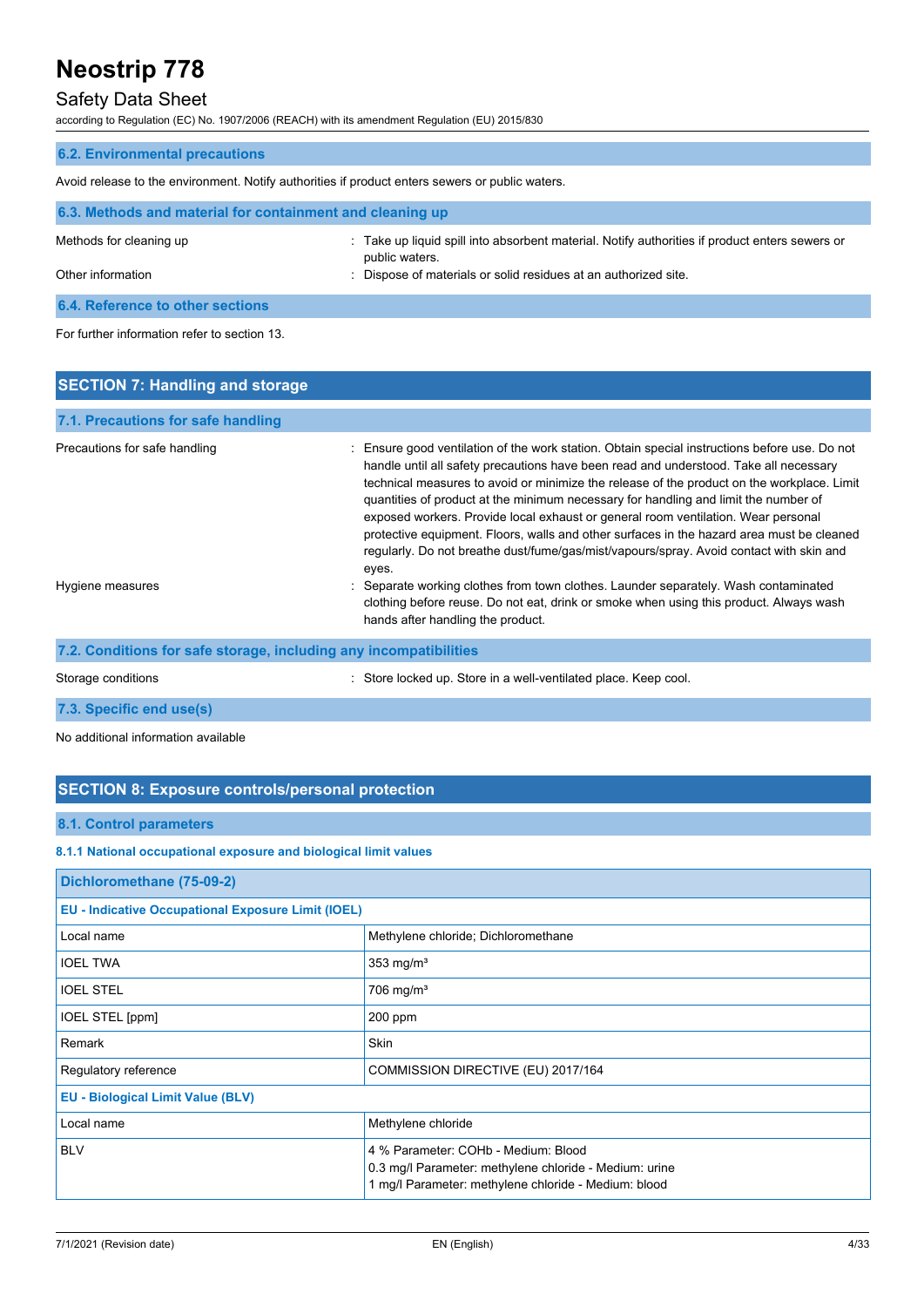### 6.2. Environmental precautions

Avoid release to the environment. Notify authorities if product enters sewers or public waters.

### 6.3. Methods and material for containment and cleaning up

Methods for cleaning up : Take up liquid spill into absorbent material. Notify authorities if product enters sewers or public waters.

Other information : Dispose of materials or solid residues at an authorized site.

### 6.4. Reference to other sections

For further information refer to section 13.

## SECTION 7: Handling and storage

### 7.1. Precautions for safe handling

Precautions for safe handling : Ensure good ventilation of the work station. Obtain special instructions before use. Do not handle until all safety precautions have been read and understood. Take all necessary technical measures to avoid or minimize the release of the product on the workplace. Limit quantities of product at the minimum necessary for handling and limit the number of exposed workers. Provide local exhaust or general room ventilation. Wear personal protective equipment. Floors, walls and other surfaces in the hazard area must be cleaned regularly. Do not breathe dust/fume/gas/mist/vapours/spray. Avoid contact with skin and eyes.

Hygiene measures : Separate working clothes from town clothes. Launder separately. Wash contaminated clothing before reuse. Do not eat, drink or smoke when using this product. Always wash hands after handling the product.

### 7.2. Conditions for safe storage, including any incompatibilities

Storage conditions : Store locked up. Store in a well-ventilated place. Keep cool.

### 7.3. Specific end use(s)

No additional information available

## SECTION 8: Exposure controls/personal protection

### 8.1. Control parameters

#### 8.1.1 National occupational exposure and biological limit values

| Dichloromethane (75-09-2) | |
|---|---|
| **EU - Indicative Occupational Exposure Limit (IOEL)** | |
| Local name | Methylene chloride; Dichloromethane |
| IOEL TWA | 353 mg/m³ |
| IOEL STEL | 706 mg/m³ |
| IOEL STEL [ppm] | 200 ppm |
| Remark | Skin |
| Regulatory reference | COMMISSION DIRECTIVE (EU) 2017/164 |
| **EU - Biological Limit Value (BLV)** | |
| Local name | Methylene chloride |
| BLV | 4 % Parameter: COHb - Medium: Blood<br>0.3 mg/l Parameter: methylene chloride - Medium: urine<br>1 mg/l Parameter: methylene chloride - Medium: blood |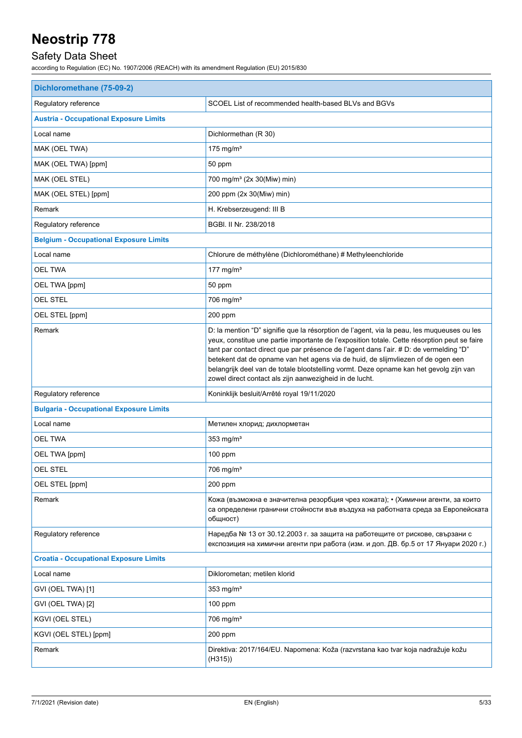| Dichloromethane (75-09-2) | |
|---|---|
| Regulatory reference | SCOEL List of recommended health-based BLVs and BGVs |
| **Austria - Occupational Exposure Limits** | |
| Local name | Dichlormethan (R 30) |
| MAK (OEL TWA) | 175 mg/m³ |
| MAK (OEL TWA) [ppm] | 50 ppm |
| MAK (OEL STEL) | 700 mg/m³ (2x 30(Miw) min) |
| MAK (OEL STEL) [ppm] | 200 ppm (2x 30(Miw) min) |
| Remark | H. Krebserzeugend: III B |
| Regulatory reference | BGBl. II Nr. 238/2018 |
| **Belgium - Occupational Exposure Limits** | |
| Local name | Chlorure de méthylène (Dichlorométhane) # Methyleenchloride |
| OEL TWA | 177 mg/m³ |
| OEL TWA [ppm] | 50 ppm |
| OEL STEL | 706 mg/m³ |
| OEL STEL [ppm] | 200 ppm |
| Remark | D: la mention “D” signifie que la résorption de l’agent, via la peau, les muqueuses ou les yeux, constitue une partie importante de l’exposition totale. Cette résorption peut se faire tant par contact direct que par présence de l’agent dans l’air. # D: de vermelding “D” betekent dat de opname van het agens via de huid, de slijmvliezen of de ogen een belangrijk deel van de totale blootstelling vormt. Deze opname kan het gevolg zijn van zowel direct contact als zijn aanwezigheid in de lucht. |
| Regulatory reference | Koninklijk besluit/Arrêté royal 19/11/2020 |
| **Bulgaria - Occupational Exposure Limits** | |
| Local name | Метилен хлорид; дихлорметан |
| OEL TWA | 353 mg/m³ |
| OEL TWA [ppm] | 100 ppm |
| OEL STEL | 706 mg/m³ |
| OEL STEL [ppm] | 200 ppm |
| Remark | Кожа (възможна е значителна резорбция чрез кожата); • (Химични агенти, за които са определени гранични стойности във въздуха на работната среда за Европейската общност) |
| Regulatory reference | Наредба № 13 от 30.12.2003 г. за защита на работещите от рискове, свързани с експозиция на химични агенти при работа (изм. и доп. ДВ. бр.5 от 17 Януари 2020 г.) |
| **Croatia - Occupational Exposure Limits** | |
| Local name | Diklorometan; metilen klorid |
| GVI (OEL TWA) [1] | 353 mg/m³ |
| GVI (OEL TWA) [2] | 100 ppm |
| KGVI (OEL STEL) | 706 mg/m³ |
| KGVI (OEL STEL) [ppm] | 200 ppm |
| Remark | Direktiva: 2017/164/EU. Napomena: Koža (razvrstana kao tvar koja nadražuje kožu (H315)) |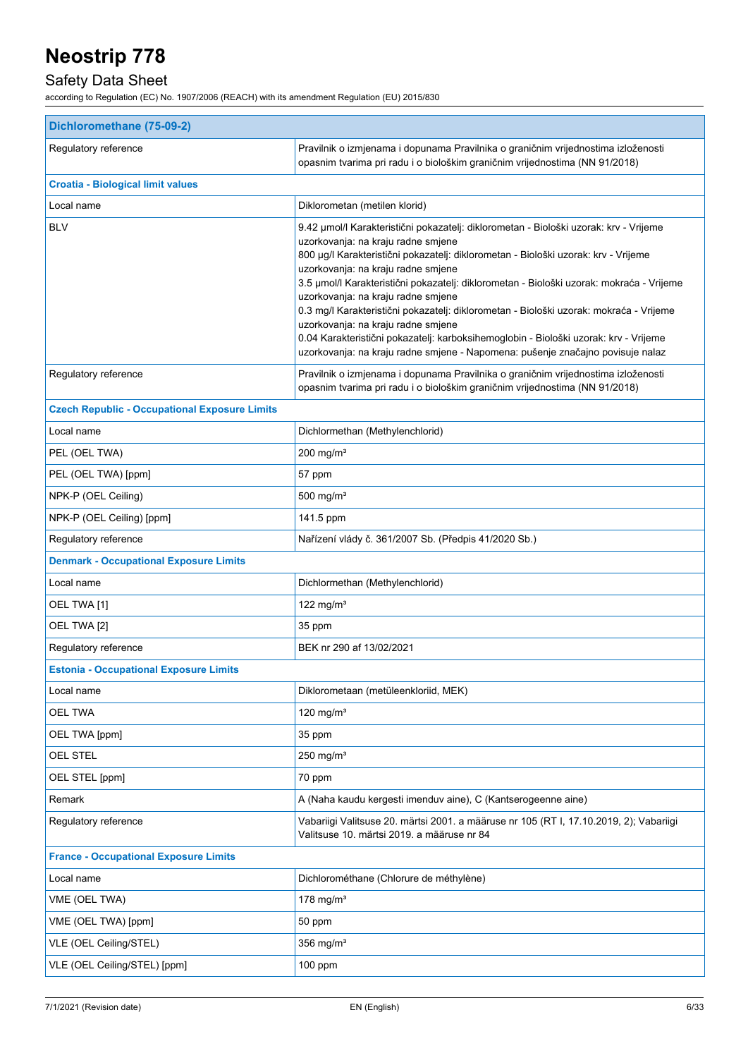| Dichloromethane (75-09-2) | |
|---|---|
| Regulatory reference | Pravilnik o izmjenama i dopunama Pravilnika o graničnim vrijednostima izloženosti opasnim tvarima pri radu i o biološkim graničnim vrijednostima (NN 91/2018) |
| **Croatia - Biological limit values** | |
| Local name | Diklorometan (metilen klorid) |
| BLV | 9.42 µmol/l Karakteristični pokazatelj: diklorometan - Biološki uzorak: krv - Vrijeme uzorkovanja: na kraju radne smjene<br>800 µg/l Karakteristični pokazatelj: diklorometan - Biološki uzorak: krv - Vrijeme uzorkovanja: na kraju radne smjene<br>3.5 µmol/l Karakteristični pokazatelj: diklorometan - Biološki uzorak: mokraća - Vrijeme uzorkovanja: na kraju radne smjene<br>0.3 mg/l Karakteristični pokazatelj: diklorometan - Biološki uzorak: mokraća - Vrijeme uzorkovanja: na kraju radne smjene<br>0.04 Karakteristični pokazatelj: karboksihemoglobin - Biološki uzorak: krv - Vrijeme uzorkovanja: na kraju radne smjene - Napomena: pušenje značajno povisuje nalaz |
| Regulatory reference | Pravilnik o izmjenama i dopunama Pravilnika o graničnim vrijednostima izloženosti opasnim tvarima pri radu i o biološkim graničnim vrijednostima (NN 91/2018) |
| **Czech Republic - Occupational Exposure Limits** | |
| Local name | Dichlormethan (Methylenchlorid) |
| PEL (OEL TWA) | 200 mg/m³ |
| PEL (OEL TWA) [ppm] | 57 ppm |
| NPK-P (OEL Ceiling) | 500 mg/m³ |
| NPK-P (OEL Ceiling) [ppm] | 141.5 ppm |
| Regulatory reference | Nařízení vlády č. 361/2007 Sb. (Předpis 41/2020 Sb.) |
| **Denmark - Occupational Exposure Limits** | |
| Local name | Dichlormethan (Methylenchlorid) |
| OEL TWA [1] | 122 mg/m³ |
| OEL TWA [2] | 35 ppm |
| Regulatory reference | BEK nr 290 af 13/02/2021 |
| **Estonia - Occupational Exposure Limits** | |
| Local name | Diklorometaan (metüleenkloriid, MEK) |
| OEL TWA | 120 mg/m³ |
| OEL TWA [ppm] | 35 ppm |
| OEL STEL | 250 mg/m³ |
| OEL STEL [ppm] | 70 ppm |
| Remark | A (Naha kaudu kergesti imenduv aine), C (Kantserogeenne aine) |
| Regulatory reference | Vabariigi Valitsuse 20. märtsi 2001. a määruse nr 105 (RT I, 17.10.2019, 2); Vabariigi Valitsuse 10. märtsi 2019. a määruse nr 84 |
| **France - Occupational Exposure Limits** | |
| Local name | Dichlorométhane (Chlorure de méthylène) |
| VME (OEL TWA) | 178 mg/m³ |
| VME (OEL TWA) [ppm] | 50 ppm |
| VLE (OEL Ceiling/STEL) | 356 mg/m³ |
| VLE (OEL Ceiling/STEL) [ppm] | 100 ppm |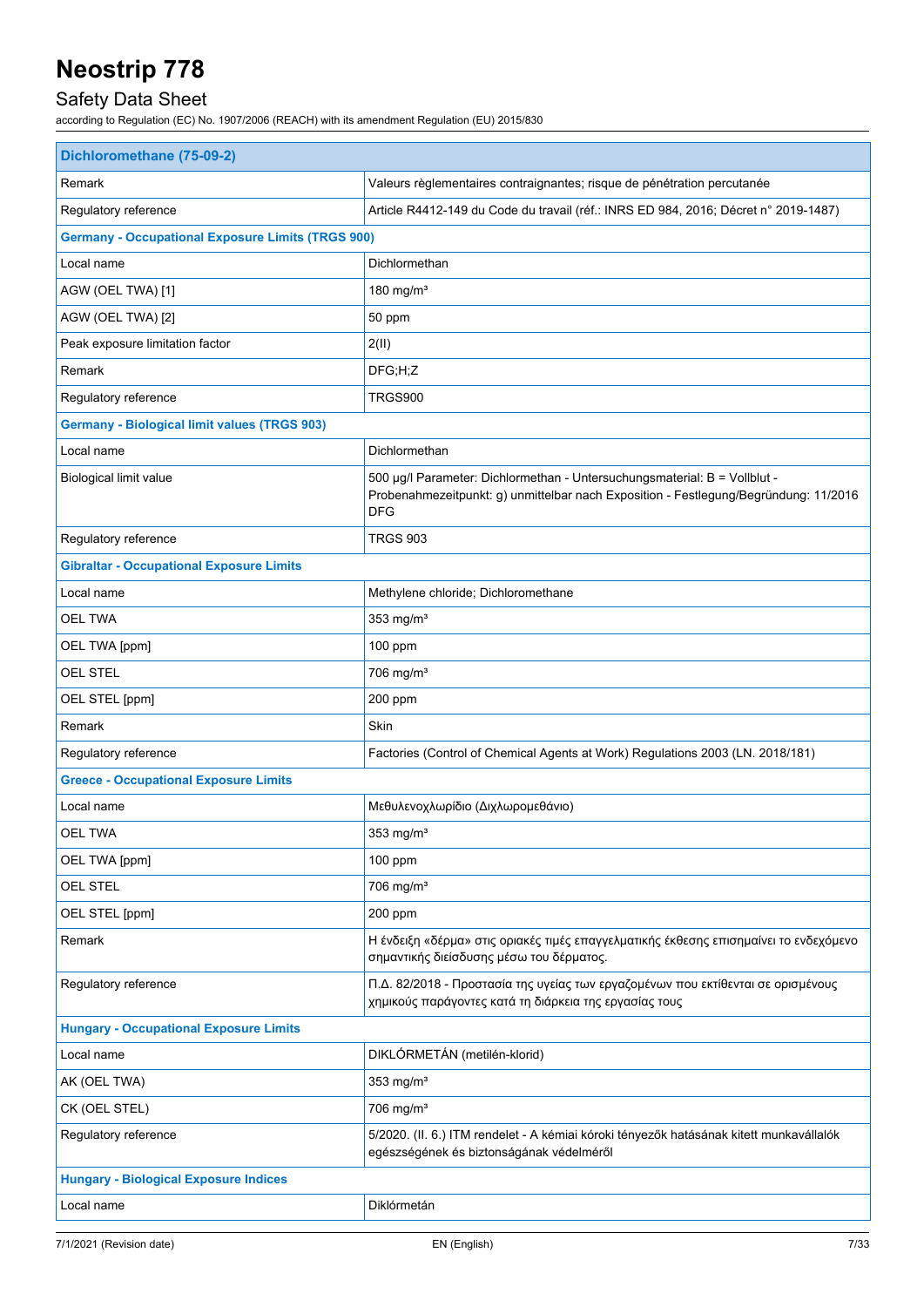| Dichloromethane (75-09-2) | |
|---|---|
| Remark | Valeurs règlementaires contraignantes; risque de pénétration percutanée |
| Regulatory reference | Article R4412-149 du Code du travail (réf.: INRS ED 984, 2016; Décret n° 2019-1487) |
| **Germany - Occupational Exposure Limits (TRGS 900)** | |
| Local name | Dichlormethan |
| AGW (OEL TWA) [1] | 180 mg/m³ |
| AGW (OEL TWA) [2] | 50 ppm |
| Peak exposure limitation factor | 2(II) |
| Remark | DFG;H;Z |
| Regulatory reference | TRGS900 |
| **Germany - Biological limit values (TRGS 903)** | |
| Local name | Dichlormethan |
| Biological limit value | 500 µg/l Parameter: Dichlormethan - Untersuchungsmaterial: B = Vollblut - Probenahmezeitpunkt: g) unmittelbar nach Exposition - Festlegung/Begründung: 11/2016 DFG |
| Regulatory reference | TRGS 903 |
| **Gibraltar - Occupational Exposure Limits** | |
| Local name | Methylene chloride; Dichloromethane |
| OEL TWA | 353 mg/m³ |
| OEL TWA [ppm] | 100 ppm |
| OEL STEL | 706 mg/m³ |
| OEL STEL [ppm] | 200 ppm |
| Remark | Skin |
| Regulatory reference | Factories (Control of Chemical Agents at Work) Regulations 2003 (LN. 2018/181) |
| **Greece - Occupational Exposure Limits** | |
| Local name | Μεθυλενοχλωρίδιο (Διχλωρομεθάνιο) |
| OEL TWA | 353 mg/m³ |
| OEL TWA [ppm] | 100 ppm |
| OEL STEL | 706 mg/m³ |
| OEL STEL [ppm] | 200 ppm |
| Remark | Η ένδειξη «δέρμα» στις οριακές τιμές επαγγελματικής έκθεσης επισημαίνει το ενδεχόμενο σημαντικής διείσδυσης μέσω του δέρματος. |
| Regulatory reference | Π.Δ. 82/2018 - Προστασία της υγείας των εργαζομένων που εκτίθενται σε ορισμένους χημικούς παράγοντες κατά τη διάρκεια της εργασίας τους |
| **Hungary - Occupational Exposure Limits** | |
| Local name | DIKLÓRMETÁN (metilén-klorid) |
| AK (OEL TWA) | 353 mg/m³ |
| CK (OEL STEL) | 706 mg/m³ |
| Regulatory reference | 5/2020. (II. 6.) ITM rendelet - A kémiai kóroki tényezők hatásának kitett munkavállalók egészségének és biztonságának védelméről |
| **Hungary - Biological Exposure Indices** | |
| Local name | Diklórmetán |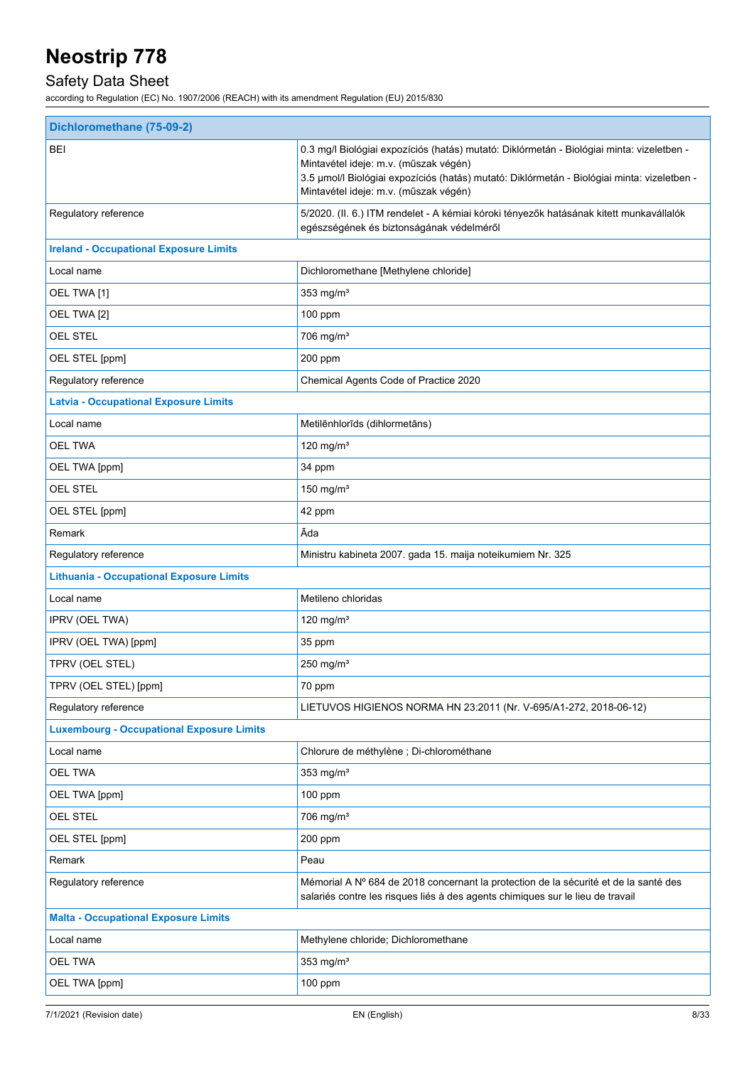| Dichloromethane (75-09-2) | |
|---|---|
| BEI | 0.3 mg/l Biológiai expozíciós (hatás) mutató: Diklórmetán - Biológiai minta: vizeletben - Mintavétel ideje: m.v. (műszak végén)<br>3.5 µmol/l Biológiai expozíciós (hatás) mutató: Diklórmetán - Biológiai minta: vizeletben - Mintavétel ideje: m.v. (műszak végén) |
| Regulatory reference | 5/2020. (II. 6.) ITM rendelet - A kémiai kóroki tényezők hatásának kitett munkavállalók egészségének és biztonságának védelméről |
| **Ireland - Occupational Exposure Limits** | |
| Local name | Dichloromethane [Methylene chloride] |
| OEL TWA [1] | 353 mg/m³ |
| OEL TWA [2] | 100 ppm |
| OEL STEL | 706 mg/m³ |
| OEL STEL [ppm] | 200 ppm |
| Regulatory reference | Chemical Agents Code of Practice 2020 |
| **Latvia - Occupational Exposure Limits** | |
| Local name | Metilēnhlorīds (dihlormetāns) |
| OEL TWA | 120 mg/m³ |
| OEL TWA [ppm] | 34 ppm |
| OEL STEL | 150 mg/m³ |
| OEL STEL [ppm] | 42 ppm |
| Remark | Āda |
| Regulatory reference | Ministru kabineta 2007. gada 15. maija noteikumiem Nr. 325 |
| **Lithuania - Occupational Exposure Limits** | |
| Local name | Metileno chloridas |
| IPRV (OEL TWA) | 120 mg/m³ |
| IPRV (OEL TWA) [ppm] | 35 ppm |
| TPRV (OEL STEL) | 250 mg/m³ |
| TPRV (OEL STEL) [ppm] | 70 ppm |
| Regulatory reference | LIETUVOS HIGIENOS NORMA HN 23:2011 (Nr. V-695/A1-272, 2018-06-12) |
| **Luxembourg - Occupational Exposure Limits** | |
| Local name | Chlorure de méthylène ; Di-chlorométhane |
| OEL TWA | 353 mg/m³ |
| OEL TWA [ppm] | 100 ppm |
| OEL STEL | 706 mg/m³ |
| OEL STEL [ppm] | 200 ppm |
| Remark | Peau |
| Regulatory reference | Mémorial A Nº 684 de 2018 concernant la protection de la sécurité et de la santé des salariés contre les risques liés à des agents chimiques sur le lieu de travail |
| **Malta - Occupational Exposure Limits** | |
| Local name | Methylene chloride; Dichloromethane |
| OEL TWA | 353 mg/m³ |
| OEL TWA [ppm] | 100 ppm |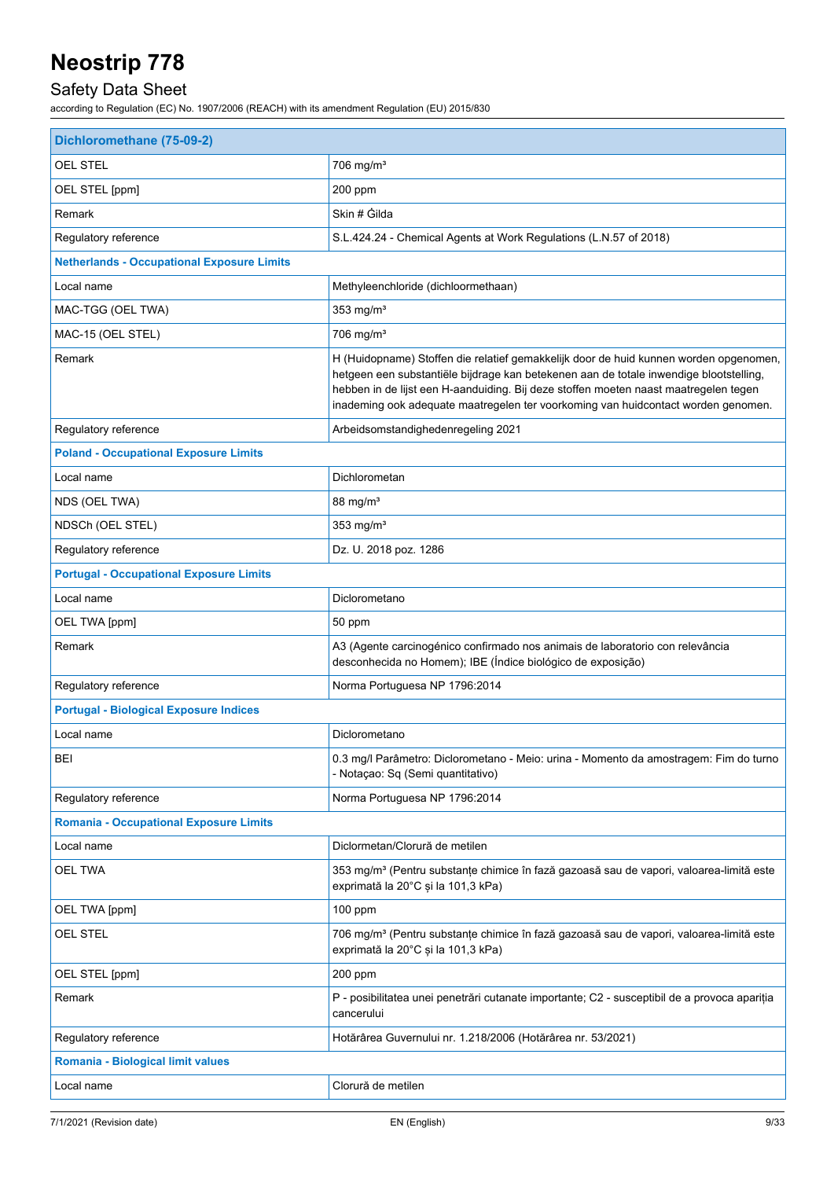| Dichloromethane (75-09-2) | |
|---|---|
| OEL STEL | 706 mg/m³ |
| OEL STEL [ppm] | 200 ppm |
| Remark | Skin # Ġilda |
| Regulatory reference | S.L.424.24 - Chemical Agents at Work Regulations (L.N.57 of 2018) |
| **Netherlands - Occupational Exposure Limits** | |
| Local name | Methyleenchloride (dichloormethaan) |
| MAC-TGG (OEL TWA) | 353 mg/m³ |
| MAC-15 (OEL STEL) | 706 mg/m³ |
| Remark | H (Huidopname) Stoffen die relatief gemakkelijk door de huid kunnen worden opgenomen, hetgeen een substantiële bijdrage kan betekenen aan de totale inwendige blootstelling, hebben in de lijst een H-aanduiding. Bij deze stoffen moeten naast maatregelen tegen inademing ook adequate maatregelen ter voorkoming van huidcontact worden genomen. |
| Regulatory reference | Arbeidsomstandighedenregeling 2021 |
| **Poland - Occupational Exposure Limits** | |
| Local name | Dichlorometan |
| NDS (OEL TWA) | 88 mg/m³ |
| NDSCh (OEL STEL) | 353 mg/m³ |
| Regulatory reference | Dz. U. 2018 poz. 1286 |
| **Portugal - Occupational Exposure Limits** | |
| Local name | Diclorometano |
| OEL TWA [ppm] | 50 ppm |
| Remark | A3 (Agente carcinogénico confirmado nos animais de laboratorio con relevância desconhecida no Homem); IBE (Índice biológico de exposição) |
| Regulatory reference | Norma Portuguesa NP 1796:2014 |
| **Portugal - Biological Exposure Indices** | |
| Local name | Diclorometano |
| BEI | 0.3 mg/l Parâmetro: Diclorometano - Meio: urina - Momento da amostragem: Fim do turno - Notaçao: Sq (Semi quantitativo) |
| Regulatory reference | Norma Portuguesa NP 1796:2014 |
| **Romania - Occupational Exposure Limits** | |
| Local name | Diclormetan/Clorură de metilen |
| OEL TWA | 353 mg/m³ (Pentru substanțe chimice în fază gazoasă sau de vapori, valoarea-limită este exprimată la 20°C și la 101,3 kPa) |
| OEL TWA [ppm] | 100 ppm |
| OEL STEL | 706 mg/m³ (Pentru substanțe chimice în fază gazoasă sau de vapori, valoarea-limită este exprimată la 20°C și la 101,3 kPa) |
| OEL STEL [ppm] | 200 ppm |
| Remark | P - posibilitatea unei penetrări cutanate importante; C2 - susceptibil de a provoca apariția cancerului |
| Regulatory reference | Hotărârea Guvernului nr. 1.218/2006 (Hotărârea nr. 53/2021) |
| **Romania - Biological limit values** | |
| Local name | Clorură de metilen |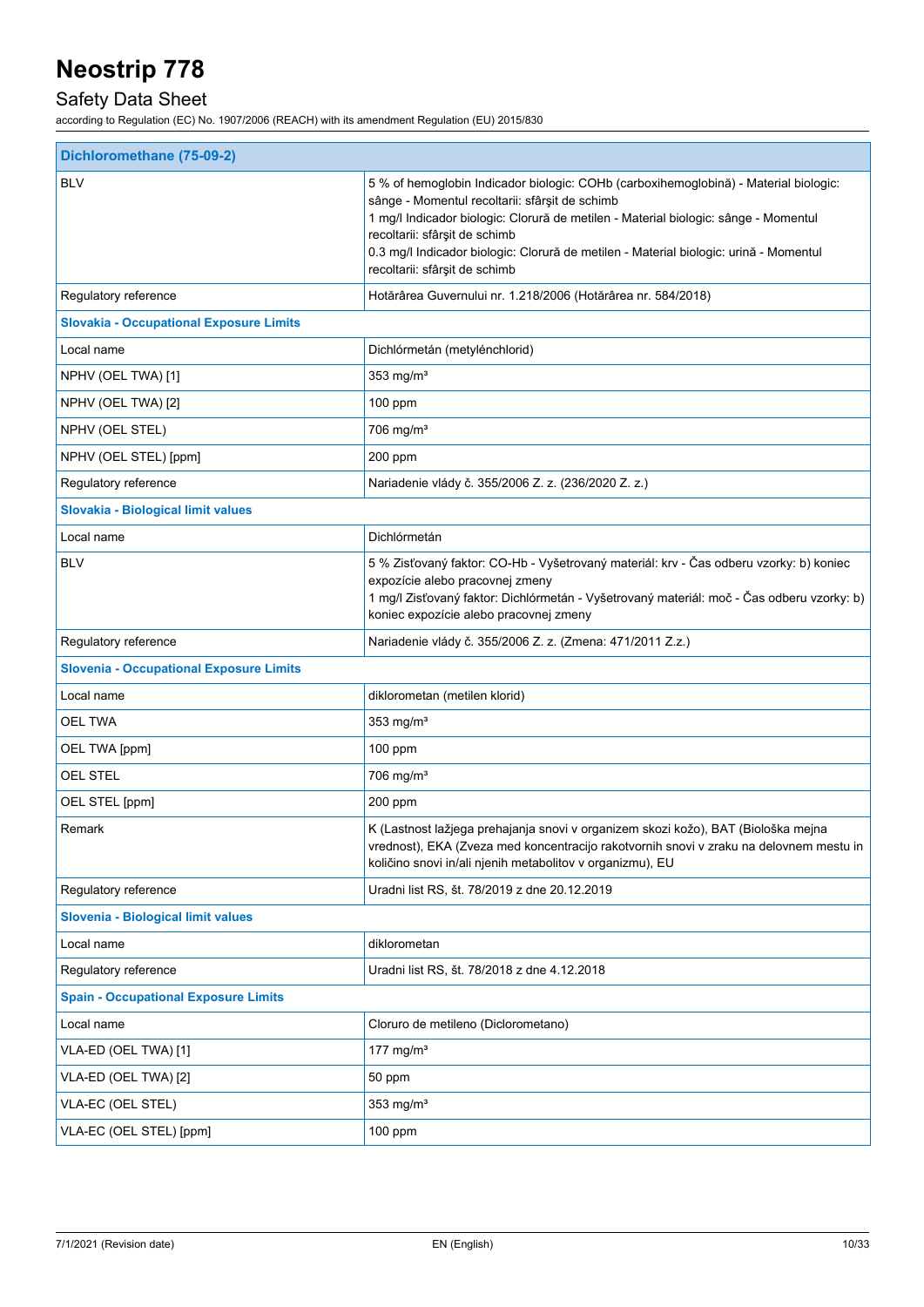| Dichloromethane (75-09-2) | |
|---|---|
| BLV | 5 % of hemoglobin Indicador biologic: COHb (carboxihemoglobină) - Material biologic: sânge - Momentul recoltarii: sfârşit de schimb<br>1 mg/l Indicador biologic: Clorură de metilen - Material biologic: sânge - Momentul recoltarii: sfârşit de schimb<br>0.3 mg/l Indicador biologic: Clorură de metilen - Material biologic: urină - Momentul recoltarii: sfârşit de schimb |
| Regulatory reference | Hotărârea Guvernului nr. 1.218/2006 (Hotărârea nr. 584/2018) |
| **Slovakia - Occupational Exposure Limits** | |
| Local name | Dichlórmetán (metylénchlorid) |
| NPHV (OEL TWA) [1] | 353 mg/m³ |
| NPHV (OEL TWA) [2] | 100 ppm |
| NPHV (OEL STEL) | 706 mg/m³ |
| NPHV (OEL STEL) [ppm] | 200 ppm |
| Regulatory reference | Nariadenie vlády č. 355/2006 Z. z. (236/2020 Z. z.) |
| **Slovakia - Biological limit values** | |
| Local name | Dichlórmetán |
| BLV | 5 % Zisťovaný faktor: CO-Hb - Vyšetrovaný materiál: krv - Čas odberu vzorky: b) koniec expozície alebo pracovnej zmeny<br>1 mg/l Zisťovaný faktor: Dichlórmetán - Vyšetrovaný materiál: moč - Čas odberu vzorky: b) koniec expozície alebo pracovnej zmeny |
| Regulatory reference | Nariadenie vlády č. 355/2006 Z. z. (Zmena: 471/2011 Z.z.) |
| **Slovenia - Occupational Exposure Limits** | |
| Local name | diklorometan (metilen klorid) |
| OEL TWA | 353 mg/m³ |
| OEL TWA [ppm] | 100 ppm |
| OEL STEL | 706 mg/m³ |
| OEL STEL [ppm] | 200 ppm |
| Remark | K (Lastnost lažjega prehajanja snovi v organizem skozi kožo), BAT (Biološka mejna vrednost), EKA (Zveza med koncentracijo rakotvornih snovi v zraku na delovnem mestu in količino snovi in/ali njenih metabolitov v organizmu), EU |
| Regulatory reference | Uradni list RS, št. 78/2019 z dne 20.12.2019 |
| **Slovenia - Biological limit values** | |
| Local name | diklorometan |
| Regulatory reference | Uradni list RS, št. 78/2018 z dne 4.12.2018 |
| **Spain - Occupational Exposure Limits** | |
| Local name | Cloruro de metileno (Diclorometano) |
| VLA-ED (OEL TWA) [1] | 177 mg/m³ |
| VLA-ED (OEL TWA) [2] | 50 ppm |
| VLA-EC (OEL STEL) | 353 mg/m³ |
| VLA-EC (OEL STEL) [ppm] | 100 ppm |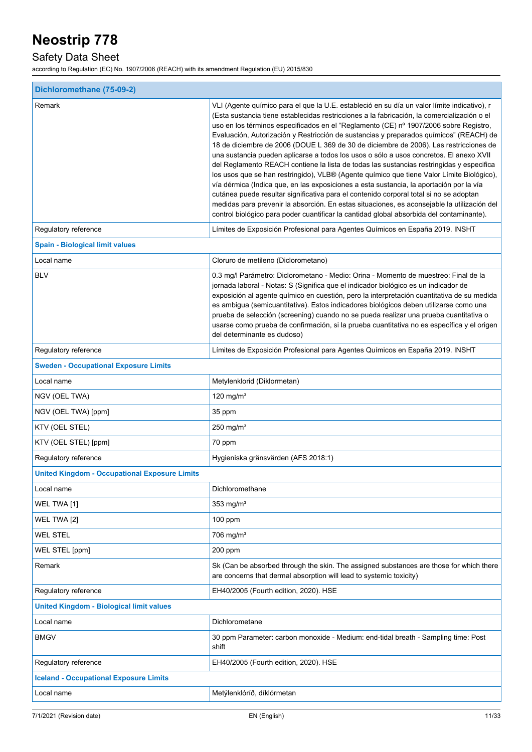| Dichloromethane (75-09-2) | |
|---|---|
| Remark | VLI (Agente químico para el que la U.E. estableció en su día un valor límite indicativo), r (Esta sustancia tiene establecidas restricciones a la fabricación, la comercialización o el uso en los términos especificados en el “Reglamento (CE) nº 1907/2006 sobre Registro, Evaluación, Autorización y Restricción de sustancias y preparados químicos” (REACH) de 18 de diciembre de 2006 (DOUE L 369 de 30 de diciembre de 2006). Las restricciones de una sustancia pueden aplicarse a todos los usos o sólo a usos concretos. El anexo XVII del Reglamento REACH contiene la lista de todas las sustancias restringidas y especifica los usos que se han restringido), VLB® (Agente químico que tiene Valor Límite Biológico), vía dérmica (Indica que, en las exposiciones a esta sustancia, la aportación por la vía cutánea puede resultar significativa para el contenido corporal total si no se adoptan medidas para prevenir la absorción. En estas situaciones, es aconsejable la utilización del control biológico para poder cuantificar la cantidad global absorbida del contaminante). |
| Regulatory reference | Límites de Exposición Profesional para Agentes Químicos en España 2019. INSHT |
| **Spain - Biological limit values** | |
| Local name | Cloruro de metileno (Diclorometano) |
| BLV | 0.3 mg/l Parámetro: Diclorometano - Medio: Orina - Momento de muestreo: Final de la jornada laboral - Notas: S (Significa que el indicador biológico es un indicador de exposición al agente químico en cuestión, pero la interpretación cuantitativa de su medida es ambigua (semicuantitativa). Estos indicadores biológicos deben utilizarse como una prueba de selección (screening) cuando no se pueda realizar una prueba cuantitativa o usarse como prueba de confirmación, si la prueba cuantitativa no es específica y el origen del determinante es dudoso) |
| Regulatory reference | Límites de Exposición Profesional para Agentes Químicos en España 2019. INSHT |
| **Sweden - Occupational Exposure Limits** | |
| Local name | Metylenklorid (Diklormetan) |
| NGV (OEL TWA) | 120 mg/m³ |
| NGV (OEL TWA) [ppm] | 35 ppm |
| KTV (OEL STEL) | 250 mg/m³ |
| KTV (OEL STEL) [ppm] | 70 ppm |
| Regulatory reference | Hygieniska gränsvärden (AFS 2018:1) |
| **United Kingdom - Occupational Exposure Limits** | |
| Local name | Dichloromethane |
| WEL TWA [1] | 353 mg/m³ |
| WEL TWA [2] | 100 ppm |
| WEL STEL | 706 mg/m³ |
| WEL STEL [ppm] | 200 ppm |
| Remark | Sk (Can be absorbed through the skin. The assigned substances are those for which there are concerns that dermal absorption will lead to systemic toxicity) |
| Regulatory reference | EH40/2005 (Fourth edition, 2020). HSE |
| **United Kingdom - Biological limit values** | |
| Local name | Dichlorometane |
| BMGV | 30 ppm Parameter: carbon monoxide - Medium: end-tidal breath - Sampling time: Post shift |
| Regulatory reference | EH40/2005 (Fourth edition, 2020). HSE |
| **Iceland - Occupational Exposure Limits** | |
| Local name | Metýlenklóríð, díklórmetan |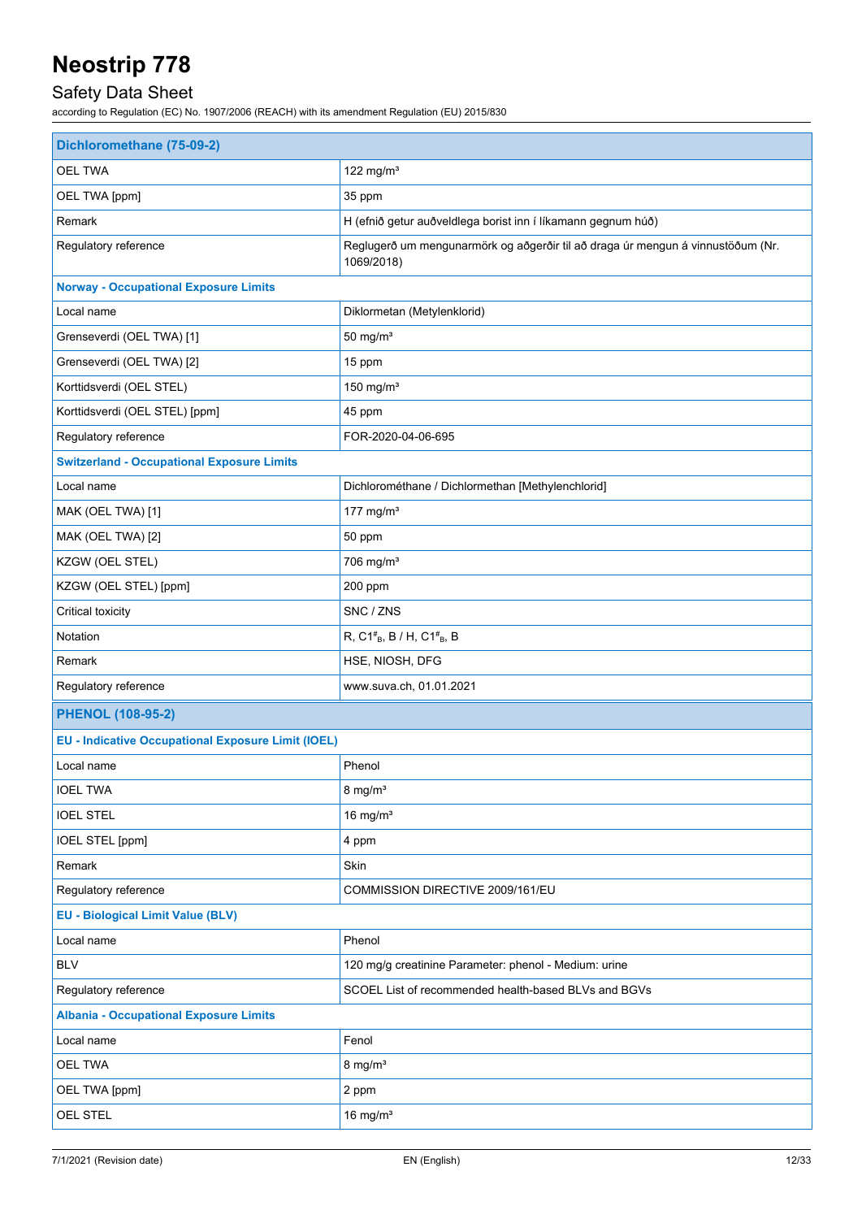| Dichloromethane (75-09-2) | |
|---|---|
| OEL TWA | 122 mg/m³ |
| OEL TWA [ppm] | 35 ppm |
| Remark | H (efnið getur auðveldlega borist inn í líkamann gegnum húð) |
| Regulatory reference | Reglugerð um mengunarmörk og aðgerðir til að draga úr mengun á vinnustöðum (Nr. 1069/2018) |
| **Norway - Occupational Exposure Limits** | |
| Local name | Diklormetan (Metylenklorid) |
| Grenseverdi (OEL TWA) [1] | 50 mg/m³ |
| Grenseverdi (OEL TWA) [2] | 15 ppm |
| Korttidsverdi (OEL STEL) | 150 mg/m³ |
| Korttidsverdi (OEL STEL) [ppm] | 45 ppm |
| Regulatory reference | FOR-2020-04-06-695 |
| **Switzerland - Occupational Exposure Limits** | |
| Local name | Dichlorométhane / Dichlormethan [Methylenchlorid] |
| MAK (OEL TWA) [1] | 177 mg/m³ |
| MAK (OEL TWA) [2] | 50 ppm |
| KZGW (OEL STEL) | 706 mg/m³ |
| KZGW (OEL STEL) [ppm] | 200 ppm |
| Critical toxicity | SNC / ZNS |
| Notation | R, $C1^{\#}_{B}$, B / H, $C1^{\#}_{B}$, B |
| Remark | HSE, NIOSH, DFG |
| Regulatory reference | www.suva.ch, 01.01.2021 |

| PHENOL (108-95-2) | |
|---|---|
| **EU - Indicative Occupational Exposure Limit (IOEL)** | |
| Local name | Phenol |
| IOEL TWA | 8 mg/m³ |
| IOEL STEL | 16 mg/m³ |
| IOEL STEL [ppm] | 4 ppm |
| Remark | Skin |
| Regulatory reference | COMMISSION DIRECTIVE 2009/161/EU |
| **EU - Biological Limit Value (BLV)** | |
| Local name | Phenol |
| BLV | 120 mg/g creatinine Parameter: phenol - Medium: urine |
| Regulatory reference | SCOEL List of recommended health-based BLVs and BGVs |
| **Albania - Occupational Exposure Limits** | |
| Local name | Fenol |
| OEL TWA | 8 mg/m³ |
| OEL TWA [ppm] | 2 ppm |
| OEL STEL | 16 mg/m³ |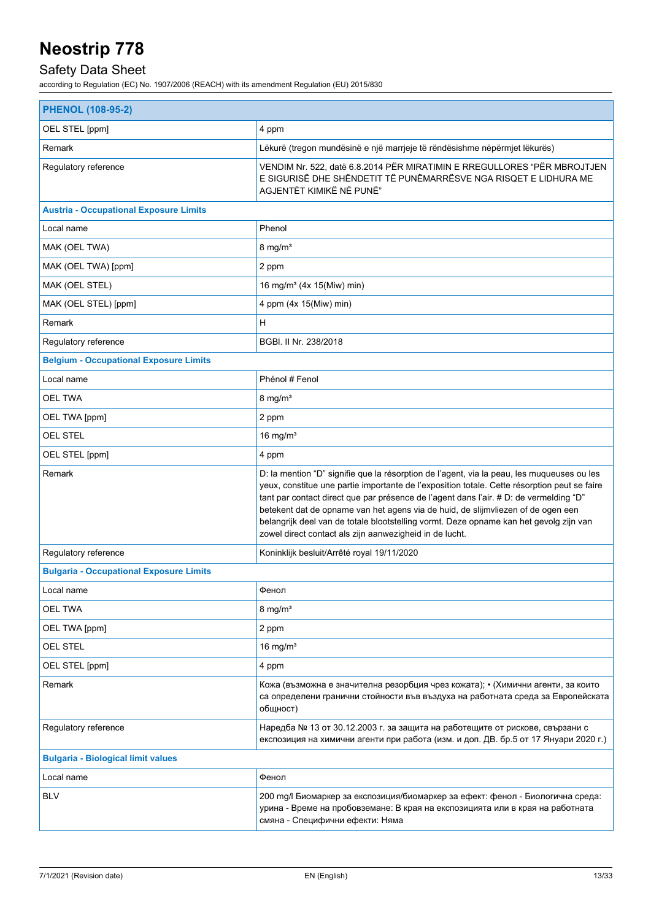| PHENOL (108-95-2) | |
|---|---|
| OEL STEL [ppm] | 4 ppm |
| Remark | Lëkurë (tregon mundësinë e një marrjeje të rëndësishme nëpërmjet lëkurës) |
| Regulatory reference | VENDIM Nr. 522, datë 6.8.2014 PËR MIRATIMIN E RREGULLORES "PËR MBROJTJEN E SIGURISË DHE SHËNDETIT TË PUNËMARRËSVE NGA RISQET E LIDHURA ME AGJENTËT KIMIKË NË PUNË" |
| **Austria - Occupational Exposure Limits** | |
| Local name | Phenol |
| MAK (OEL TWA) | 8 mg/m³ |
| MAK (OEL TWA) [ppm] | 2 ppm |
| MAK (OEL STEL) | 16 mg/m³ (4x 15(Miw) min) |
| MAK (OEL STEL) [ppm] | 4 ppm (4x 15(Miw) min) |
| Remark | H |
| Regulatory reference | BGBl. II Nr. 238/2018 |
| **Belgium - Occupational Exposure Limits** | |
| Local name | Phénol # Fenol |
| OEL TWA | 8 mg/m³ |
| OEL TWA [ppm] | 2 ppm |
| OEL STEL | 16 mg/m³ |
| OEL STEL [ppm] | 4 ppm |
| Remark | D: la mention "D" signifie que la résorption de l'agent, via la peau, les muqueuses ou les yeux, constitue une partie importante de l'exposition totale. Cette résorption peut se faire tant par contact direct que par présence de l'agent dans l'air. # D: de vermelding "D" betekent dat de opname van het agens via de huid, de slijmvliezen of de ogen een belangrijk deel van de totale blootstelling vormt. Deze opname kan het gevolg zijn van zowel direct contact als zijn aanwezigheid in de lucht. |
| Regulatory reference | Koninklijk besluit/Arrêté royal 19/11/2020 |
| **Bulgaria - Occupational Exposure Limits** | |
| Local name | Фенол |
| OEL TWA | 8 mg/m³ |
| OEL TWA [ppm] | 2 ppm |
| OEL STEL | 16 mg/m³ |
| OEL STEL [ppm] | 4 ppm |
| Remark | Кожа (възможна е значителна резорбция чрез кожата); • (Химични агенти, за които са определени гранични стойности във въздуха на работната среда за Европейската общност) |
| Regulatory reference | Наредба № 13 от 30.12.2003 г. за защита на работещите от рискове, свързани с експозиция на химични агенти при работа (изм. и доп. ДВ. бр.5 от 17 Януари 2020 г.) |
| **Bulgaria - Biological limit values** | |
| Local name | Фенол |
| BLV | 200 mg/l Биомаркер за експозиция/биомаркер за ефект: фенол - Биологична среда: урина - Време на пробовземане: В края на експозицията или в края на работната смяна - Специфични ефекти: Няма |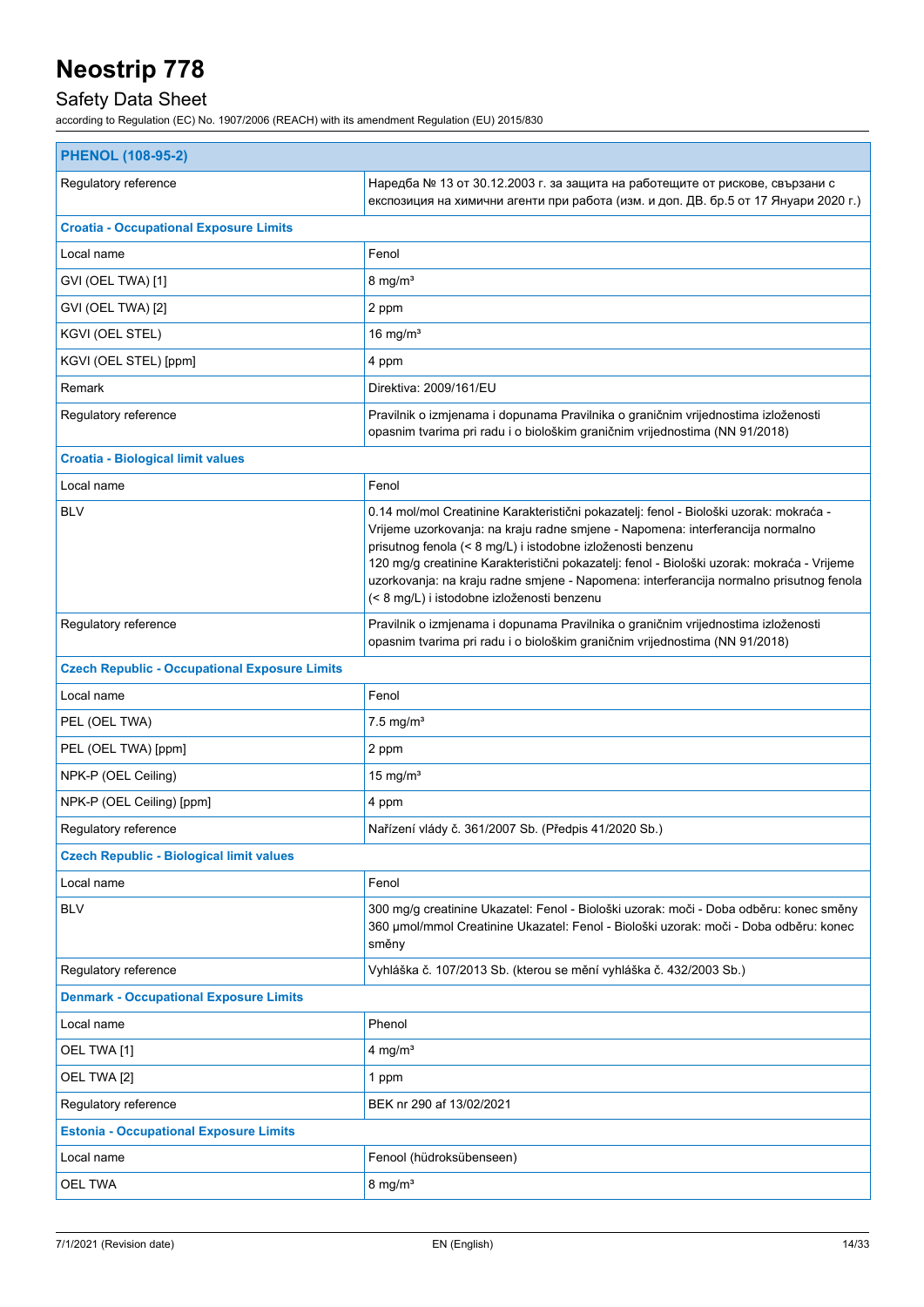| PHENOL (108-95-2) | |
|---|---|
| Regulatory reference | Наредба № 13 от 30.12.2003 г. за защита на работещите от рискове, свързани с експозиция на химични агенти при работа (изм. и доп. ДВ. бр.5 от 17 Януари 2020 г.) |
| **Croatia - Occupational Exposure Limits** | |
| Local name | Fenol |
| GVI (OEL TWA) [1] | 8 mg/m³ |
| GVI (OEL TWA) [2] | 2 ppm |
| KGVI (OEL STEL) | 16 mg/m³ |
| KGVI (OEL STEL) [ppm] | 4 ppm |
| Remark | Direktiva: 2009/161/EU |
| Regulatory reference | Pravilnik o izmjenama i dopunama Pravilnika o graničnim vrijednostima izloženosti opasnim tvarima pri radu i o biološkim graničnim vrijednostima (NN 91/2018) |
| **Croatia - Biological limit values** | |
| Local name | Fenol |
| BLV | 0.14 mol/mol Creatinine Karakteristični pokazatelj: fenol - Biološki uzorak: mokraća - Vrijeme uzorkovanja: na kraju radne smjene - Napomena: interferancija normalno prisutnog fenola (< 8 mg/L) i istodobne izloženosti benzenu<br>120 mg/g creatinine Karakteristični pokazatelj: fenol - Biološki uzorak: mokraća - Vrijeme uzorkovanja: na kraju radne smjene - Napomena: interferancija normalno prisutnog fenola (< 8 mg/L) i istodobne izloženosti benzenu |
| Regulatory reference | Pravilnik o izmjenama i dopunama Pravilnika o graničnim vrijednostima izloženosti opasnim tvarima pri radu i o biološkim graničnim vrijednostima (NN 91/2018) |
| **Czech Republic - Occupational Exposure Limits** | |
| Local name | Fenol |
| PEL (OEL TWA) | 7.5 mg/m³ |
| PEL (OEL TWA) [ppm] | 2 ppm |
| NPK-P (OEL Ceiling) | 15 mg/m³ |
| NPK-P (OEL Ceiling) [ppm] | 4 ppm |
| Regulatory reference | Nařízení vlády č. 361/2007 Sb. (Předpis 41/2020 Sb.) |
| **Czech Republic - Biological limit values** | |
| Local name | Fenol |
| BLV | 300 mg/g creatinine Ukazatel: Fenol - Biološki uzorak: moči - Doba odběru: konec směny<br>360 µmol/mmol Creatinine Ukazatel: Fenol - Biološki uzorak: moči - Doba odběru: konec směny |
| Regulatory reference | Vyhláška č. 107/2013 Sb. (kterou se mění vyhláška č. 432/2003 Sb.) |
| **Denmark - Occupational Exposure Limits** | |
| Local name | Phenol |
| OEL TWA [1] | 4 mg/m³ |
| OEL TWA [2] | 1 ppm |
| Regulatory reference | BEK nr 290 af 13/02/2021 |
| **Estonia - Occupational Exposure Limits** | |
| Local name | Fenool (hüdroksübenseen) |
| OEL TWA | 8 mg/m³ |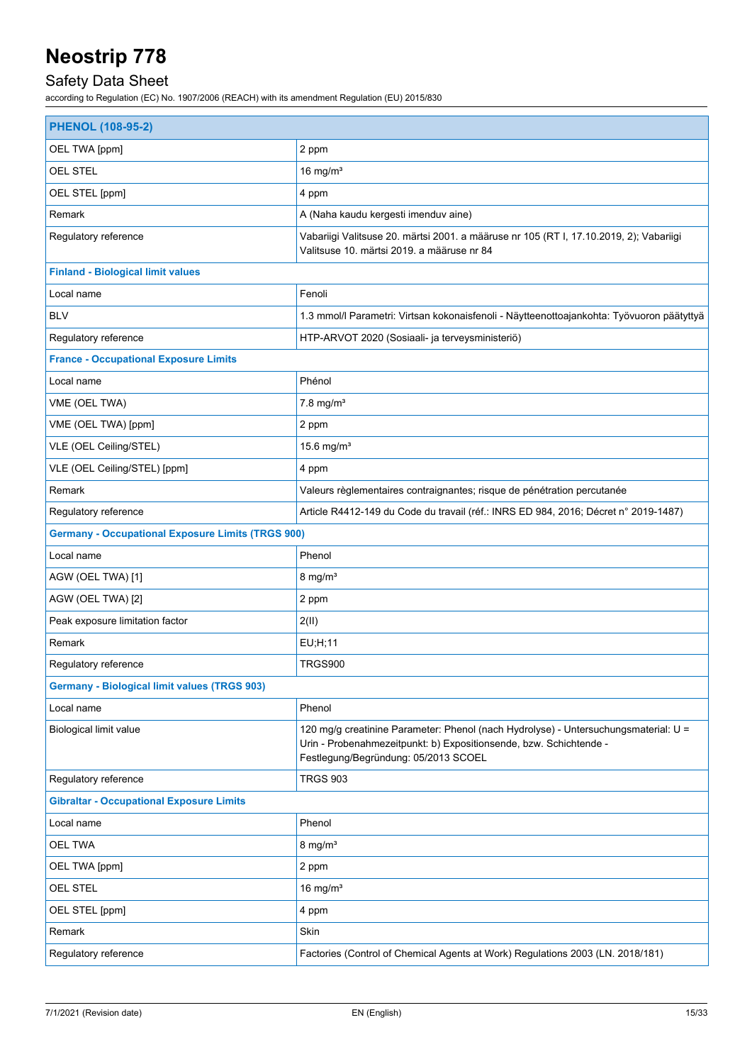| PHENOL (108-95-2) | |
|---|---|
| OEL TWA [ppm] | 2 ppm |
| OEL STEL | 16 mg/m³ |
| OEL STEL [ppm] | 4 ppm |
| Remark | A (Naha kaudu kergesti imenduv aine) |
| Regulatory reference | Vabariigi Valitsuse 20. märtsi 2001. a määruse nr 105 (RT I, 17.10.2019, 2); Vabariigi Valitsuse 10. märtsi 2019. a määruse nr 84 |
| **Finland - Biological limit values** | |
| Local name | Fenoli |
| BLV | 1.3 mmol/l Parametri: Virtsan kokonaisfenoli - Näytteenottoajankohta: Työvuoron päätyttyä |
| Regulatory reference | HTP-ARVOT 2020 (Sosiaali- ja terveysministeriö) |
| **France - Occupational Exposure Limits** | |
| Local name | Phénol |
| VME (OEL TWA) | 7.8 mg/m³ |
| VME (OEL TWA) [ppm] | 2 ppm |
| VLE (OEL Ceiling/STEL) | 15.6 mg/m³ |
| VLE (OEL Ceiling/STEL) [ppm] | 4 ppm |
| Remark | Valeurs règlementaires contraignantes; risque de pénétration percutanée |
| Regulatory reference | Article R4412-149 du Code du travail (réf.: INRS ED 984, 2016; Décret n° 2019-1487) |
| **Germany - Occupational Exposure Limits (TRGS 900)** | |
| Local name | Phenol |
| AGW (OEL TWA) [1] | 8 mg/m³ |
| AGW (OEL TWA) [2] | 2 ppm |
| Peak exposure limitation factor | 2(II) |
| Remark | EU;H;11 |
| Regulatory reference | TRGS900 |
| **Germany - Biological limit values (TRGS 903)** | |
| Local name | Phenol |
| Biological limit value | 120 mg/g creatinine Parameter: Phenol (nach Hydrolyse) - Untersuchungsmaterial: U = Urin - Probenahmezeitpunkt: b) Expositionsende, bzw. Schichtende - Festlegung/Begründung: 05/2013 SCOEL |
| Regulatory reference | TRGS 903 |
| **Gibraltar - Occupational Exposure Limits** | |
| Local name | Phenol |
| OEL TWA | 8 mg/m³ |
| OEL TWA [ppm] | 2 ppm |
| OEL STEL | 16 mg/m³ |
| OEL STEL [ppm] | 4 ppm |
| Remark | Skin |
| Regulatory reference | Factories (Control of Chemical Agents at Work) Regulations 2003 (LN. 2018/181) |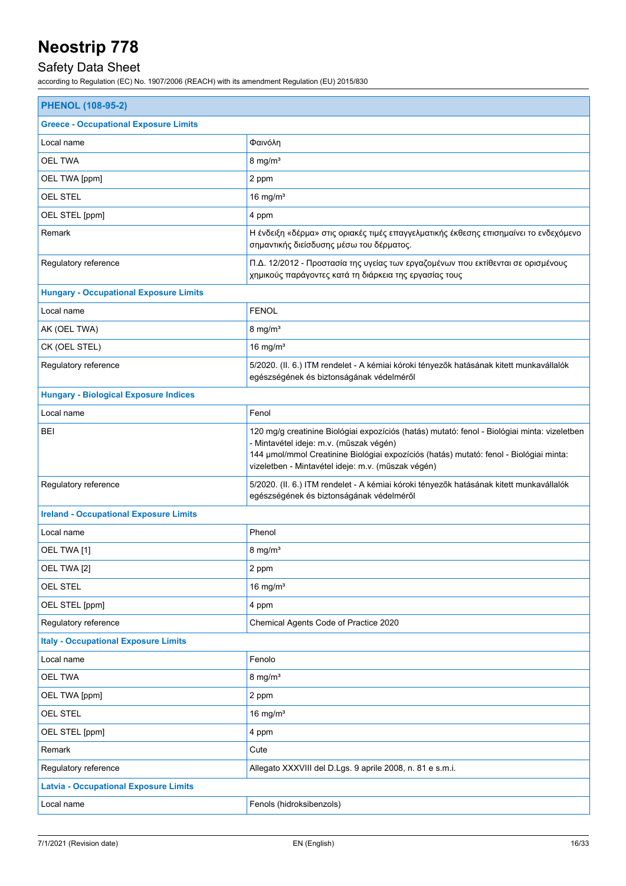| PHENOL (108-95-2) | |
|---|---|
| **Greece - Occupational Exposure Limits** | |
| Local name | Φαινόλη |
| OEL TWA | 8 mg/m³ |
| OEL TWA [ppm] | 2 ppm |
| OEL STEL | 16 mg/m³ |
| OEL STEL [ppm] | 4 ppm |
| Remark | Η ένδειξη «δέρμα» στις οριακές τιμές επαγγελματικής έκθεσης επισημαίνει το ενδεχόμενο σημαντικής διείσδυσης μέσω του δέρματος. |
| Regulatory reference | Π.Δ. 12/2012 - Προστασία της υγείας των εργαζομένων που εκτίθενται σε ορισμένους χημικούς παράγοντες κατά τη διάρκεια της εργασίας τους |
| **Hungary - Occupational Exposure Limits** | |
| Local name | FENOL |
| AK (OEL TWA) | 8 mg/m³ |
| CK (OEL STEL) | 16 mg/m³ |
| Regulatory reference | 5/2020. (II. 6.) ITM rendelet - A kémiai kóroki tényezők hatásának kitett munkavállalók egészségének és biztonságának védelméről |
| **Hungary - Biological Exposure Indices** | |
| Local name | Fenol |
| BEI | 120 mg/g creatinine Biológiai expozíciós (hatás) mutató: fenol - Biológiai minta: vizeletben - Mintavétel ideje: m.v. (műszak végén)<br>144 µmol/mmol Creatinine Biológiai expozíciós (hatás) mutató: fenol - Biológiai minta: vizeletben - Mintavétel ideje: m.v. (műszak végén) |
| Regulatory reference | 5/2020. (II. 6.) ITM rendelet - A kémiai kóroki tényezők hatásának kitett munkavállalók egészségének és biztonságának védelméről |
| **Ireland - Occupational Exposure Limits** | |
| Local name | Phenol |
| OEL TWA [1] | 8 mg/m³ |
| OEL TWA [2] | 2 ppm |
| OEL STEL | 16 mg/m³ |
| OEL STEL [ppm] | 4 ppm |
| Regulatory reference | Chemical Agents Code of Practice 2020 |
| **Italy - Occupational Exposure Limits** | |
| Local name | Fenolo |
| OEL TWA | 8 mg/m³ |
| OEL TWA [ppm] | 2 ppm |
| OEL STEL | 16 mg/m³ |
| OEL STEL [ppm] | 4 ppm |
| Remark | Cute |
| Regulatory reference | Allegato XXXVIII del D.Lgs. 9 aprile 2008, n. 81 e s.m.i. |
| **Latvia - Occupational Exposure Limits** | |
| Local name | Fenols (hidroksibenzols) |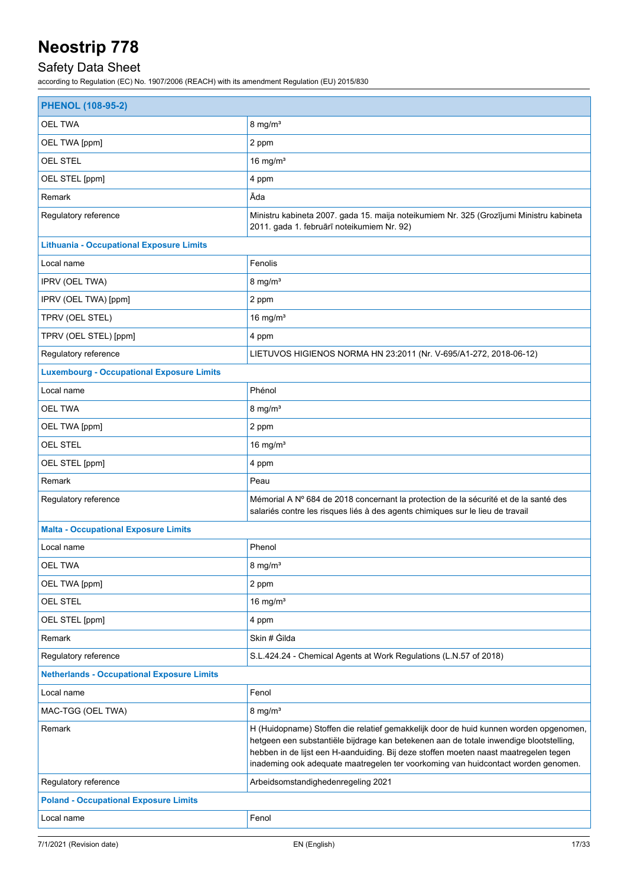| PHENOL (108-95-2) | |
|---|---|
| OEL TWA | 8 mg/m³ |
| OEL TWA [ppm] | 2 ppm |
| OEL STEL | 16 mg/m³ |
| OEL STEL [ppm] | 4 ppm |
| Remark | Āda |
| Regulatory reference | Ministru kabineta 2007. gada 15. maija noteikumiem Nr. 325 (Grozījumi Ministru kabineta 2011. gada 1. februārī noteikumiem Nr. 92) |
| **Lithuania - Occupational Exposure Limits** | |
| Local name | Fenolis |
| IPRV (OEL TWA) | 8 mg/m³ |
| IPRV (OEL TWA) [ppm] | 2 ppm |
| TPRV (OEL STEL) | 16 mg/m³ |
| TPRV (OEL STEL) [ppm] | 4 ppm |
| Regulatory reference | LIETUVOS HIGIENOS NORMA HN 23:2011 (Nr. V-695/A1-272, 2018-06-12) |
| **Luxembourg - Occupational Exposure Limits** | |
| Local name | Phénol |
| OEL TWA | 8 mg/m³ |
| OEL TWA [ppm] | 2 ppm |
| OEL STEL | 16 mg/m³ |
| OEL STEL [ppm] | 4 ppm |
| Remark | Peau |
| Regulatory reference | Mémorial A Nº 684 de 2018 concernant la protection de la sécurité et de la santé des salariés contre les risques liés à des agents chimiques sur le lieu de travail |
| **Malta - Occupational Exposure Limits** | |
| Local name | Phenol |
| OEL TWA | 8 mg/m³ |
| OEL TWA [ppm] | 2 ppm |
| OEL STEL | 16 mg/m³ |
| OEL STEL [ppm] | 4 ppm |
| Remark | Skin # Ġilda |
| Regulatory reference | S.L.424.24 - Chemical Agents at Work Regulations (L.N.57 of 2018) |
| **Netherlands - Occupational Exposure Limits** | |
| Local name | Fenol |
| MAC-TGG (OEL TWA) | 8 mg/m³ |
| Remark | H (Huidopname) Stoffen die relatief gemakkelijk door de huid kunnen worden opgenomen, hetgeen een substantiële bijdrage kan betekenen aan de totale inwendige blootstelling, hebben in de lijst een H-aanduiding. Bij deze stoffen moeten naast maatregelen tegen inademing ook adequate maatregelen ter voorkoming van huidcontact worden genomen. |
| Regulatory reference | Arbeidsomstandighedenregeling 2021 |
| **Poland - Occupational Exposure Limits** | |
| Local name | Fenol |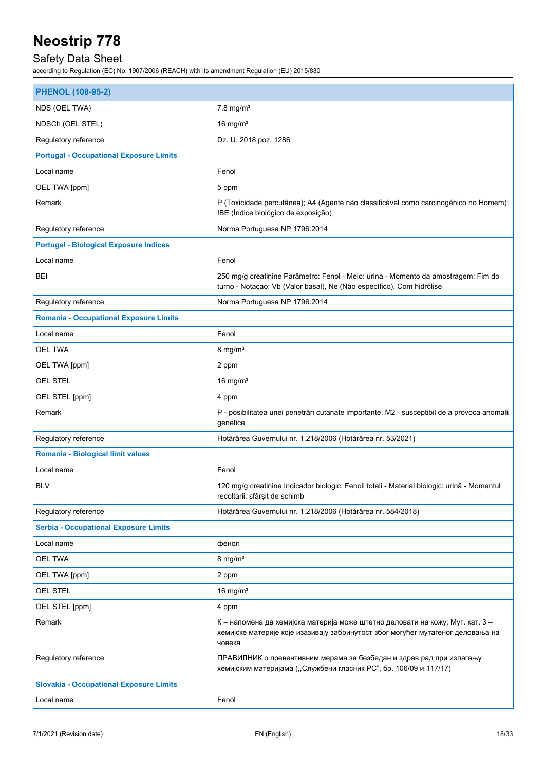| PHENOL (108-95-2) | |
|---|---|
| NDS (OEL TWA) | 7.8 mg/m³ |
| NDSCh (OEL STEL) | 16 mg/m³ |
| Regulatory reference | Dz. U. 2018 poz. 1286 |
| **Portugal - Occupational Exposure Limits** | |
| Local name | Fenol |
| OEL TWA [ppm] | 5 ppm |
| Remark | P (Toxicidade percutânea); A4 (Agente não classificável como carcinogénico no Homem); IBE (Índice biológico de exposição) |
| Regulatory reference | Norma Portuguesa NP 1796:2014 |
| **Portugal - Biological Exposure Indices** | |
| Local name | Fenol |
| BEI | 250 mg/g creatinine Parâmetro: Fenol - Meio: urina - Momento da amostragem: Fim do turno - Notaçao: Vb (Valor basal), Ne (Não específico), Com hidrólise |
| Regulatory reference | Norma Portuguesa NP 1796:2014 |
| **Romania - Occupational Exposure Limits** | |
| Local name | Fenol |
| OEL TWA | 8 mg/m³ |
| OEL TWA [ppm] | 2 ppm |
| OEL STEL | 16 mg/m³ |
| OEL STEL [ppm] | 4 ppm |
| Remark | P - posibilitatea unei penetrări cutanate importante; M2 - susceptibil de a provoca anomalii genetice |
| Regulatory reference | Hotărârea Guvernului nr. 1.218/2006 (Hotărârea nr. 53/2021) |
| **Romania - Biological limit values** | |
| Local name | Fenol |
| BLV | 120 mg/g creatinine Indicador biologic: Fenoli totali - Material biologic: urină - Momentul recoltarii: sfârşit de schimb |
| Regulatory reference | Hotărârea Guvernului nr. 1.218/2006 (Hotărârea nr. 584/2018) |
| **Serbia - Occupational Exposure Limits** | |
| Local name | фенол |
| OEL TWA | 8 mg/m³ |
| OEL TWA [ppm] | 2 ppm |
| OEL STEL | 16 mg/m³ |
| OEL STEL [ppm] | 4 ppm |
| Remark | К – напомена да хемијска материја може штетно деловати на кожу; Мут. кат. 3 – хемијске материје које изазивају забринутост због могућег мутагеног деловања на човека |
| Regulatory reference | ПРАВИЛНИК о превентивним мерама за безбедан и здрав рад при излагању хемијским материјама („Службени гласник РС", бр. 106/09 и 117/17) |
| **Slovakia - Occupational Exposure Limits** | |
| Local name | Fenol |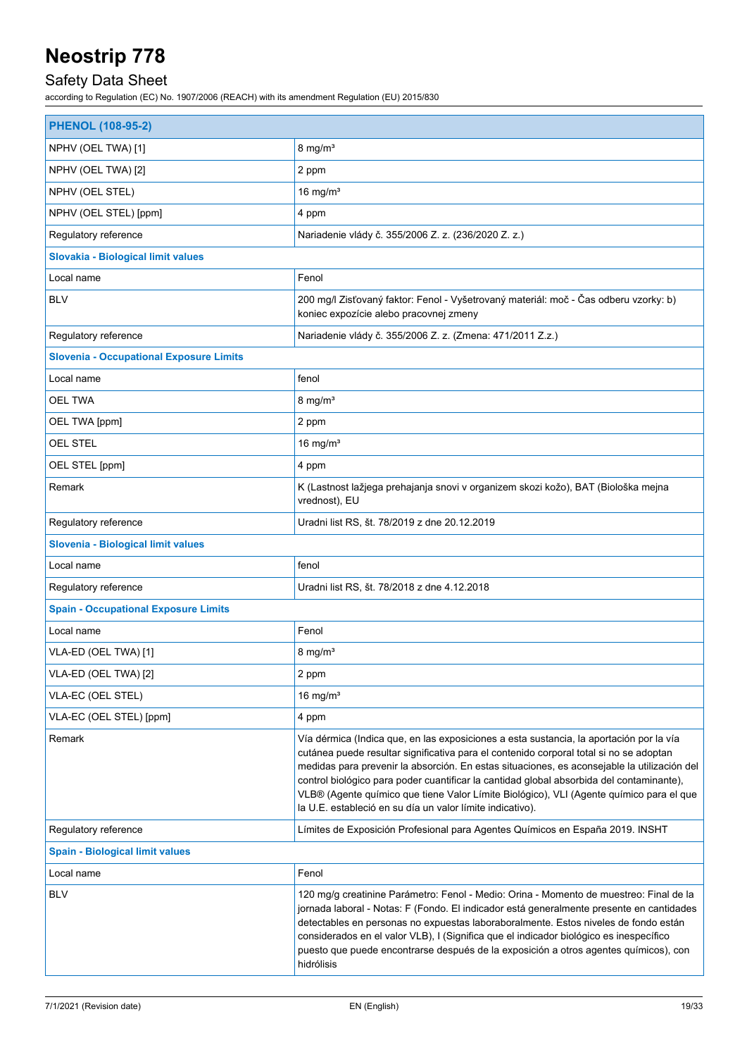| PHENOL (108-95-2) | |
|---|---|
| NPHV (OEL TWA) [1] | 8 mg/m³ |
| NPHV (OEL TWA) [2] | 2 ppm |
| NPHV (OEL STEL) | 16 mg/m³ |
| NPHV (OEL STEL) [ppm] | 4 ppm |
| Regulatory reference | Nariadenie vlády č. 355/2006 Z. z. (236/2020 Z. z.) |
| **Slovakia - Biological limit values** | |
| Local name | Fenol |
| BLV | 200 mg/l Zisťovaný faktor: Fenol - Vyšetrovaný materiál: moč - Čas odberu vzorky: b) koniec expozície alebo pracovnej zmeny |
| Regulatory reference | Nariadenie vlády č. 355/2006 Z. z. (Zmena: 471/2011 Z.z.) |
| **Slovenia - Occupational Exposure Limits** | |
| Local name | fenol |
| OEL TWA | 8 mg/m³ |
| OEL TWA [ppm] | 2 ppm |
| OEL STEL | 16 mg/m³ |
| OEL STEL [ppm] | 4 ppm |
| Remark | K (Lastnost lažjega prehajanja snovi v organizem skozi kožo), BAT (Biološka mejna vrednost), EU |
| Regulatory reference | Uradni list RS, št. 78/2019 z dne 20.12.2019 |
| **Slovenia - Biological limit values** | |
| Local name | fenol |
| Regulatory reference | Uradni list RS, št. 78/2018 z dne 4.12.2018 |
| **Spain - Occupational Exposure Limits** | |
| Local name | Fenol |
| VLA-ED (OEL TWA) [1] | 8 mg/m³ |
| VLA-ED (OEL TWA) [2] | 2 ppm |
| VLA-EC (OEL STEL) | 16 mg/m³ |
| VLA-EC (OEL STEL) [ppm] | 4 ppm |
| Remark | Vía dérmica (Indica que, en las exposiciones a esta sustancia, la aportación por la vía cutánea puede resultar significativa para el contenido corporal total si no se adoptan medidas para prevenir la absorción. En estas situaciones, es aconsejable la utilización del control biológico para poder cuantificar la cantidad global absorbida del contaminante), VLB® (Agente químico que tiene Valor Límite Biológico), VLI (Agente químico para el que la U.E. estableció en su día un valor límite indicativo). |
| Regulatory reference | Límites de Exposición Profesional para Agentes Químicos en España 2019. INSHT |
| **Spain - Biological limit values** | |
| Local name | Fenol |
| BLV | 120 mg/g creatinine Parámetro: Fenol - Medio: Orina - Momento de muestreo: Final de la jornada laboral - Notas: F (Fondo. El indicador está generalmente presente en cantidades detectables en personas no expuestas laboraboralmente. Estos niveles de fondo están considerados en el valor VLB), I (Significa que el indicador biológico es inespecífico puesto que puede encontrarse después de la exposición a otros agentes químicos), con hidrólisis |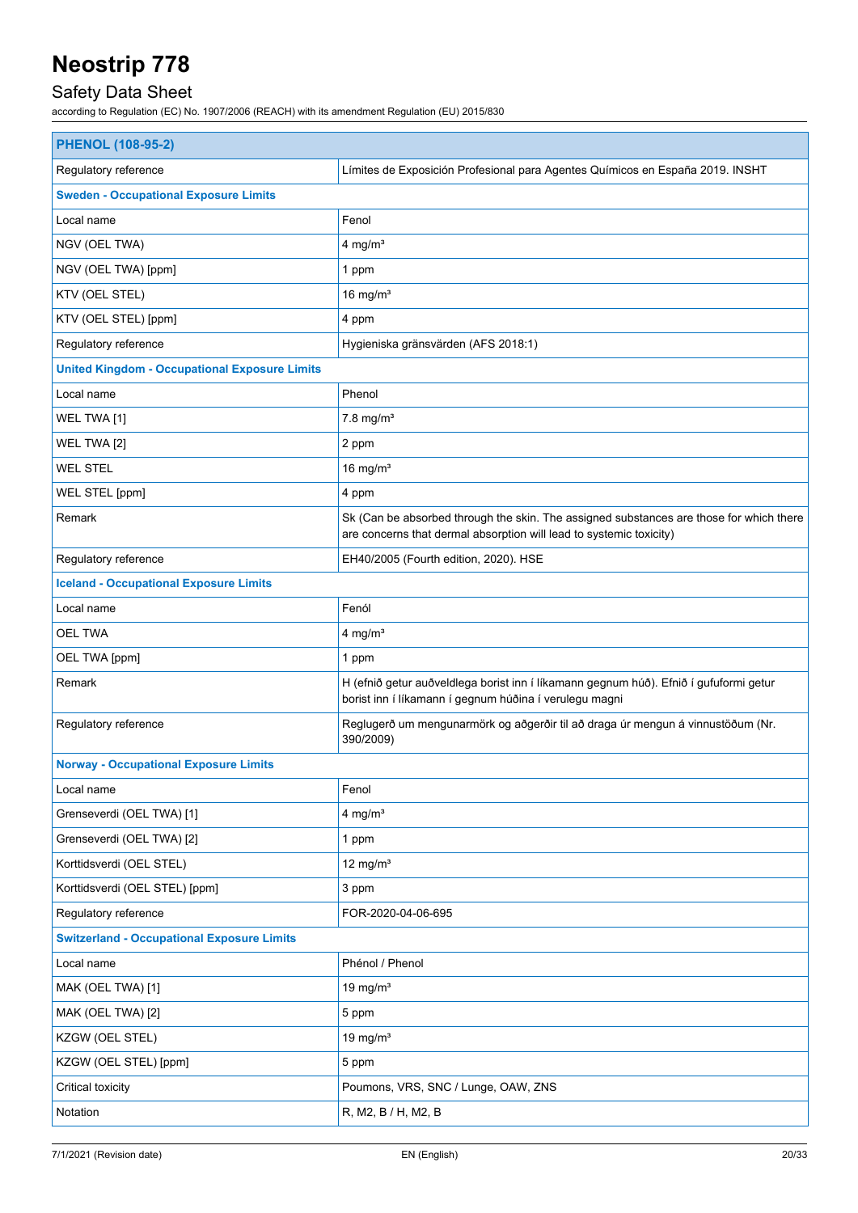| PHENOL (108-95-2) | |
|---|---|
| Regulatory reference | Límites de Exposición Profesional para Agentes Químicos en España 2019. INSHT |
| **Sweden - Occupational Exposure Limits** | |
| Local name | Fenol |
| NGV (OEL TWA) | 4 mg/m³ |
| NGV (OEL TWA) [ppm] | 1 ppm |
| KTV (OEL STEL) | 16 mg/m³ |
| KTV (OEL STEL) [ppm] | 4 ppm |
| Regulatory reference | Hygieniska gränsvärden (AFS 2018:1) |
| **United Kingdom - Occupational Exposure Limits** | |
| Local name | Phenol |
| WEL TWA [1] | 7.8 mg/m³ |
| WEL TWA [2] | 2 ppm |
| WEL STEL | 16 mg/m³ |
| WEL STEL [ppm] | 4 ppm |
| Remark | Sk (Can be absorbed through the skin. The assigned substances are those for which there are concerns that dermal absorption will lead to systemic toxicity) |
| Regulatory reference | EH40/2005 (Fourth edition, 2020). HSE |
| **Iceland - Occupational Exposure Limits** | |
| Local name | Fenól |
| OEL TWA | 4 mg/m³ |
| OEL TWA [ppm] | 1 ppm |
| Remark | H (efnið getur auðveldlega borist inn í líkamann gegnum húð). Efnið í gufuformi getur borist inn í líkamann í gegnum húðina í verulegu magni |
| Regulatory reference | Reglugerð um mengunarmörk og aðgerðir til að draga úr mengun á vinnustöðum (Nr. 390/2009) |
| **Norway - Occupational Exposure Limits** | |
| Local name | Fenol |
| Grenseverdi (OEL TWA) [1] | 4 mg/m³ |
| Grenseverdi (OEL TWA) [2] | 1 ppm |
| Korttidsverdi (OEL STEL) | 12 mg/m³ |
| Korttidsverdi (OEL STEL) [ppm] | 3 ppm |
| Regulatory reference | FOR-2020-04-06-695 |
| **Switzerland - Occupational Exposure Limits** | |
| Local name | Phénol / Phenol |
| MAK (OEL TWA) [1] | 19 mg/m³ |
| MAK (OEL TWA) [2] | 5 ppm |
| KZGW (OEL STEL) | 19 mg/m³ |
| KZGW (OEL STEL) [ppm] | 5 ppm |
| Critical toxicity | Poumons, VRS, SNC / Lunge, OAW, ZNS |
| Notation | R, M2, B / H, M2, B |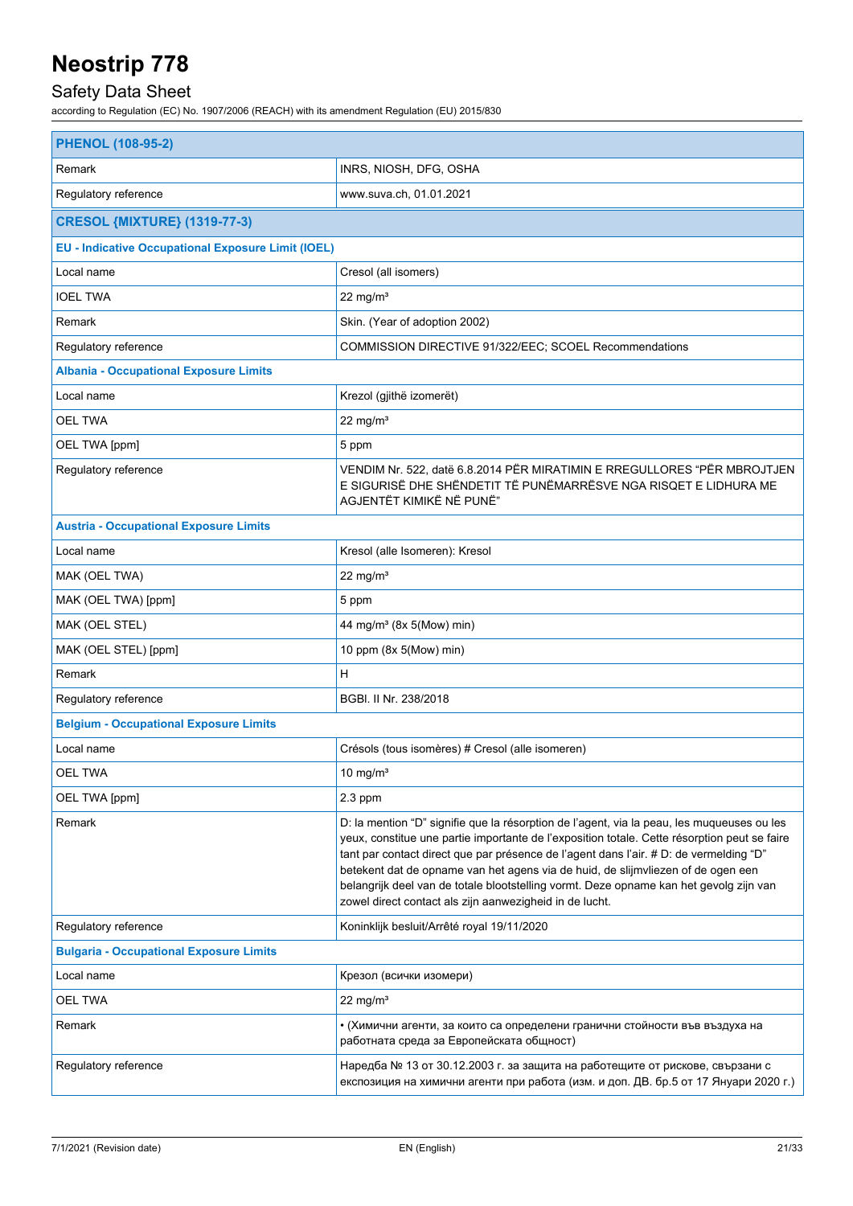| PHENOL (108-95-2) | |
|---|---|
| Remark | INRS, NIOSH, DFG, OSHA |
| Regulatory reference | www.suva.ch, 01.01.2021 |
| **CRESOL {MIXTURE} (1319-77-3)** | |
| **EU - Indicative Occupational Exposure Limit (IOEL)** | |
| Local name | Cresol (all isomers) |
| IOEL TWA | 22 mg/m³ |
| Remark | Skin. (Year of adoption 2002) |
| Regulatory reference | COMMISSION DIRECTIVE 91/322/EEC; SCOEL Recommendations |
| **Albania - Occupational Exposure Limits** | |
| Local name | Krezol (gjithë izomerët) |
| OEL TWA | 22 mg/m³ |
| OEL TWA [ppm] | 5 ppm |
| Regulatory reference | VENDIM Nr. 522, datë 6.8.2014 PËR MIRATIMIN E RREGULLORES "PËR MBROJTJEN E SIGURISË DHE SHËNDETIT TË PUNËMARRËSVE NGA RISQET E LIDHURA ME AGJENTËT KIMIKË NË PUNË" |
| **Austria - Occupational Exposure Limits** | |
| Local name | Kresol (alle Isomeren): Kresol |
| MAK (OEL TWA) | 22 mg/m³ |
| MAK (OEL TWA) [ppm] | 5 ppm |
| MAK (OEL STEL) | 44 mg/m³ (8x 5(Mow) min) |
| MAK (OEL STEL) [ppm] | 10 ppm (8x 5(Mow) min) |
| Remark | H |
| Regulatory reference | BGBl. II Nr. 238/2018 |
| **Belgium - Occupational Exposure Limits** | |
| Local name | Crésols (tous isomères) # Cresol (alle isomeren) |
| OEL TWA | 10 mg/m³ |
| OEL TWA [ppm] | 2.3 ppm |
| Remark | D: la mention "D" signifie que la résorption de l'agent, via la peau, les muqueuses ou les yeux, constitue une partie importante de l'exposition totale. Cette résorption peut se faire tant par contact direct que par présence de l'agent dans l'air. # D: de vermelding "D" betekent dat de opname van het agens via de huid, de slijmvliezen of de ogen een belangrijk deel van de totale blootstelling vormt. Deze opname kan het gevolg zijn van zowel direct contact als zijn aanwezigheid in de lucht. |
| Regulatory reference | Koninklijk besluit/Arrêté royal 19/11/2020 |
| **Bulgaria - Occupational Exposure Limits** | |
| Local name | Крезол (всички изомери) |
| OEL TWA | 22 mg/m³ |
| Remark | • (Химични агенти, за които са определени гранични стойности във въздуха на работната среда за Европейската общност) |
| Regulatory reference | Наредба № 13 от 30.12.2003 г. за защита на работещите от рискове, свързани с експозиция на химични агенти при работа (изм. и доп. ДВ. бр.5 от 17 Януари 2020 г.) |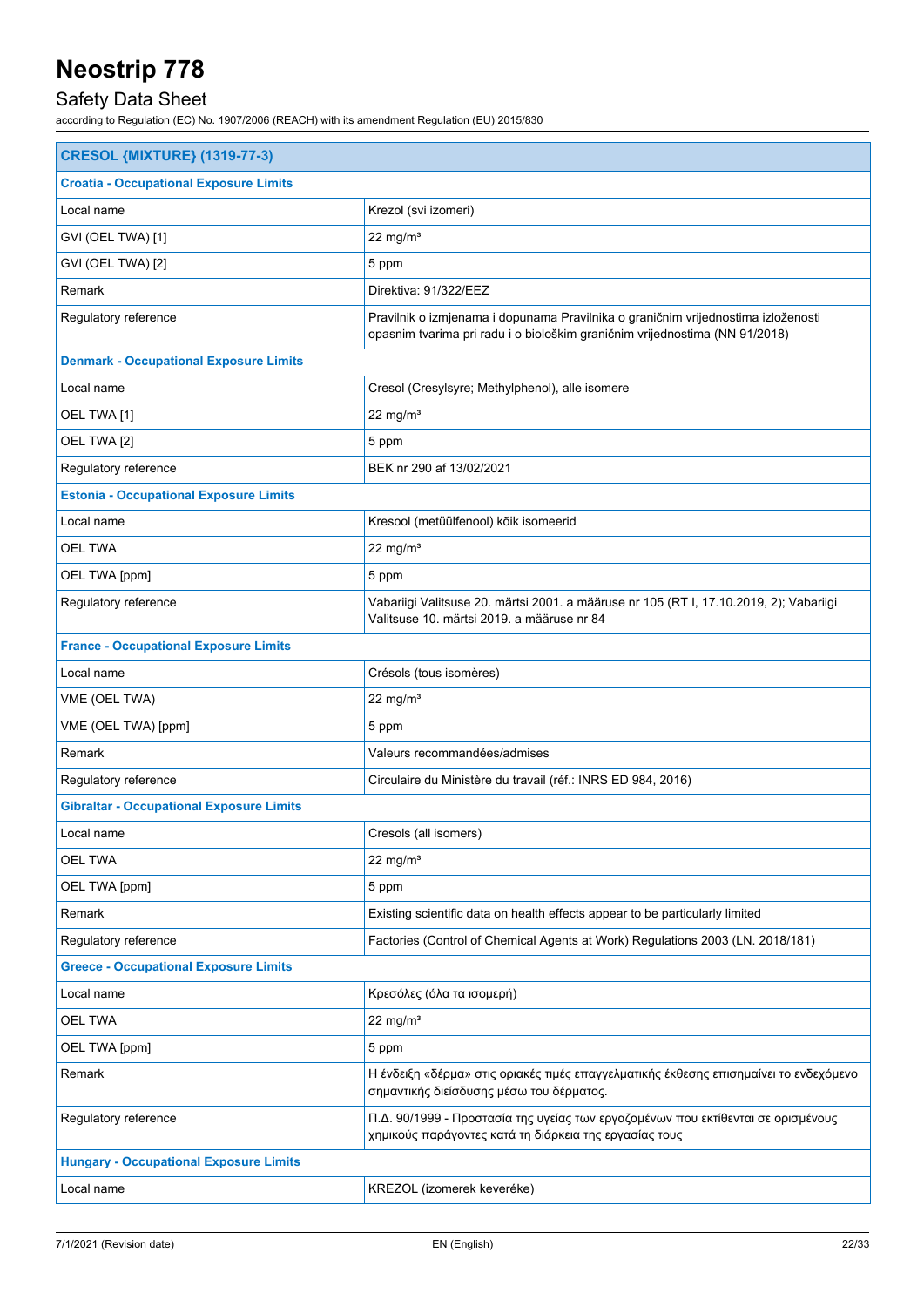| CRESOL {MIXTURE} (1319-77-3) | |
|---|---|
| **Croatia - Occupational Exposure Limits** | |
| Local name | Krezol (svi izomeri) |
| GVI (OEL TWA) [1] | 22 mg/m³ |
| GVI (OEL TWA) [2] | 5 ppm |
| Remark | Direktiva: 91/322/EEZ |
| Regulatory reference | Pravilnik o izmjenama i dopunama Pravilnika o graničnim vrijednostima izloženosti opasnim tvarima pri radu i o biološkim graničnim vrijednostima (NN 91/2018) |
| **Denmark - Occupational Exposure Limits** | |
| Local name | Cresol (Cresylsyre; Methylphenol), alle isomere |
| OEL TWA [1] | 22 mg/m³ |
| OEL TWA [2] | 5 ppm |
| Regulatory reference | BEK nr 290 af 13/02/2021 |
| **Estonia - Occupational Exposure Limits** | |
| Local name | Kresool (metüülfenool) kõik isomeerid |
| OEL TWA | 22 mg/m³ |
| OEL TWA [ppm] | 5 ppm |
| Regulatory reference | Vabariigi Valitsuse 20. märtsi 2001. a määruse nr 105 (RT I, 17.10.2019, 2); Vabariigi Valitsuse 10. märtsi 2019. a määruse nr 84 |
| **France - Occupational Exposure Limits** | |
| Local name | Crésols (tous isomères) |
| VME (OEL TWA) | 22 mg/m³ |
| VME (OEL TWA) [ppm] | 5 ppm |
| Remark | Valeurs recommandées/admises |
| Regulatory reference | Circulaire du Ministère du travail (réf.: INRS ED 984, 2016) |
| **Gibraltar - Occupational Exposure Limits** | |
| Local name | Cresols (all isomers) |
| OEL TWA | 22 mg/m³ |
| OEL TWA [ppm] | 5 ppm |
| Remark | Existing scientific data on health effects appear to be particularly limited |
| Regulatory reference | Factories (Control of Chemical Agents at Work) Regulations 2003 (LN. 2018/181) |
| **Greece - Occupational Exposure Limits** | |
| Local name | Κρεσόλες (όλα τα ισομερή) |
| OEL TWA | 22 mg/m³ |
| OEL TWA [ppm] | 5 ppm |
| Remark | Η ένδειξη «δέρμα» στις οριακές τιμές επαγγελματικής έκθεσης επισημαίνει το ενδεχόμενο σημαντικής διείσδυσης μέσω του δέρματος. |
| Regulatory reference | Π.Δ. 90/1999 - Προστασία της υγείας των εργαζομένων που εκτίθενται σε ορισμένους χημικούς παράγοντες κατά τη διάρκεια της εργασίας τους |
| **Hungary - Occupational Exposure Limits** | |
| Local name | KREZOL (izomerek keveréke) |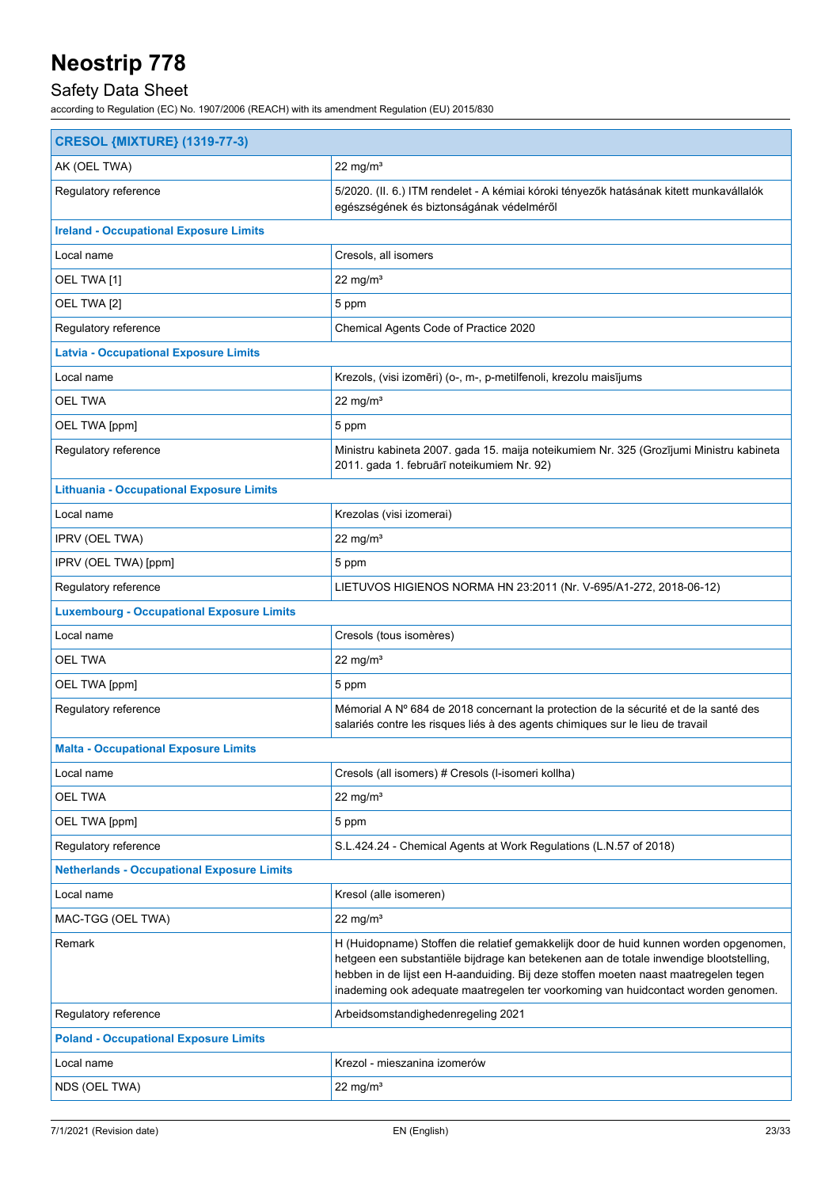| CRESOL {MIXTURE} (1319-77-3) | |
|---|---|
| AK (OEL TWA) | 22 mg/m³ |
| Regulatory reference | 5/2020. (II. 6.) ITM rendelet - A kémiai kóroki tényezők hatásának kitett munkavállalók egészségének és biztonságának védelméről |
| **Ireland - Occupational Exposure Limits** | |
| Local name | Cresols, all isomers |
| OEL TWA [1] | 22 mg/m³ |
| OEL TWA [2] | 5 ppm |
| Regulatory reference | Chemical Agents Code of Practice 2020 |
| **Latvia - Occupational Exposure Limits** | |
| Local name | Krezols, (visi izomēri) (o-, m-, p-metilfenoli, krezolu maisījums |
| OEL TWA | 22 mg/m³ |
| OEL TWA [ppm] | 5 ppm |
| Regulatory reference | Ministru kabineta 2007. gada 15. maija noteikumiem Nr. 325 (Grozījumi Ministru kabineta 2011. gada 1. februārī noteikumiem Nr. 92) |
| **Lithuania - Occupational Exposure Limits** | |
| Local name | Krezolas (visi izomerai) |
| IPRV (OEL TWA) | 22 mg/m³ |
| IPRV (OEL TWA) [ppm] | 5 ppm |
| Regulatory reference | LIETUVOS HIGIENOS NORMA HN 23:2011 (Nr. V-695/A1-272, 2018-06-12) |
| **Luxembourg - Occupational Exposure Limits** | |
| Local name | Cresols (tous isomères) |
| OEL TWA | 22 mg/m³ |
| OEL TWA [ppm] | 5 ppm |
| Regulatory reference | Mémorial A Nº 684 de 2018 concernant la protection de la sécurité et de la santé des salariés contre les risques liés à des agents chimiques sur le lieu de travail |
| **Malta - Occupational Exposure Limits** | |
| Local name | Cresols (all isomers) # Cresols (l-isomeri kollha) |
| OEL TWA | 22 mg/m³ |
| OEL TWA [ppm] | 5 ppm |
| Regulatory reference | S.L.424.24 - Chemical Agents at Work Regulations (L.N.57 of 2018) |
| **Netherlands - Occupational Exposure Limits** | |
| Local name | Kresol (alle isomeren) |
| MAC-TGG (OEL TWA) | 22 mg/m³ |
| Remark | H (Huidopname) Stoffen die relatief gemakkelijk door de huid kunnen worden opgenomen, hetgeen een substantiële bijdrage kan betekenen aan de totale inwendige blootstelling, hebben in de lijst een H-aanduiding. Bij deze stoffen moeten naast maatregelen tegen inademing ook adequate maatregelen ter voorkoming van huidcontact worden genomen. |
| Regulatory reference | Arbeidsomstandighedenregeling 2021 |
| **Poland - Occupational Exposure Limits** | |
| Local name | Krezol - mieszanina izomerów |
| NDS (OEL TWA) | 22 mg/m³ |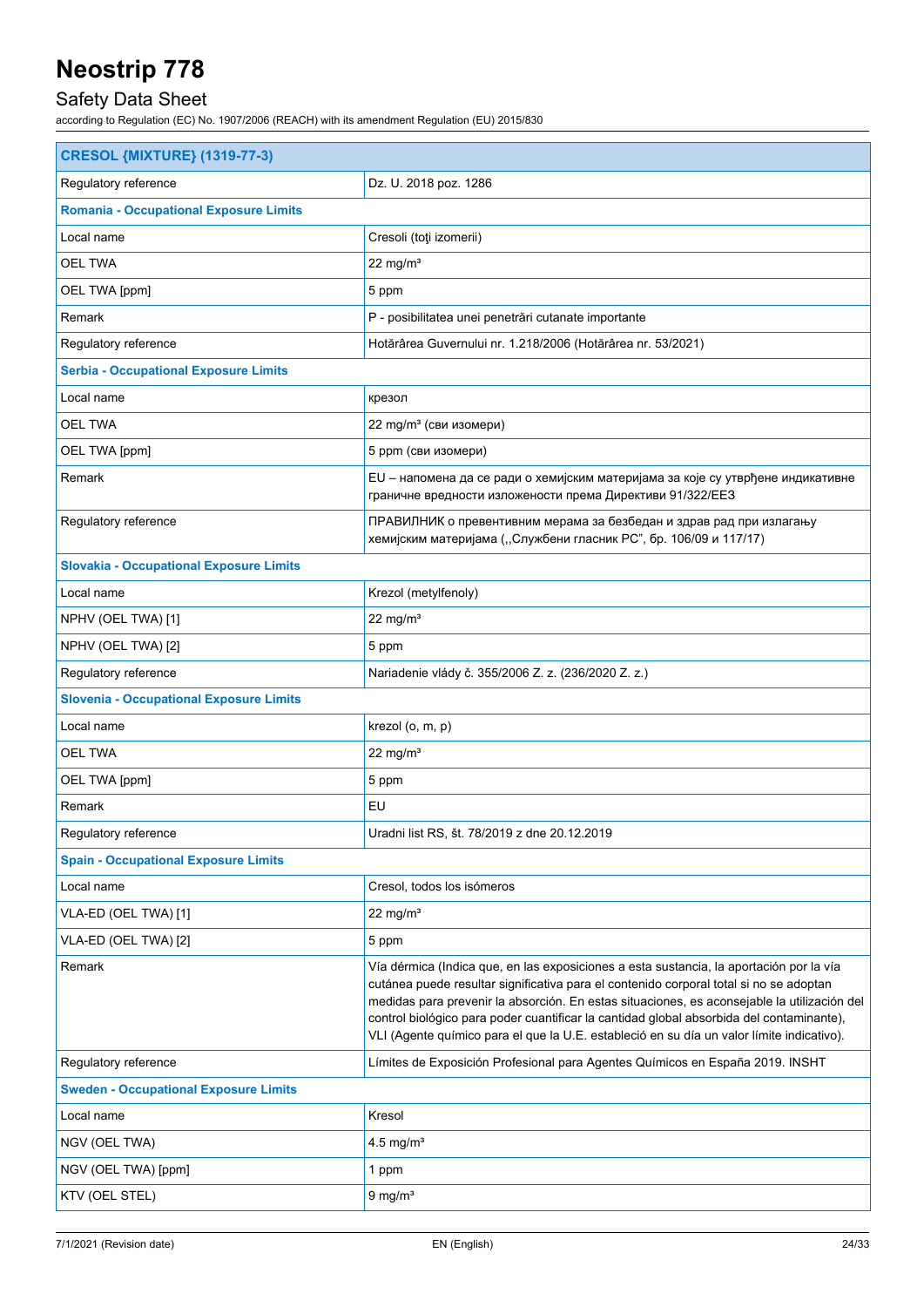| CRESOL {MIXTURE} (1319-77-3) | |
|---|---|
| Regulatory reference | Dz. U. 2018 poz. 1286 |
| **Romania - Occupational Exposure Limits** | |
| Local name | Cresoli (toţi izomerii) |
| OEL TWA | 22 mg/m³ |
| OEL TWA [ppm] | 5 ppm |
| Remark | P - posibilitatea unei penetrări cutanate importante |
| Regulatory reference | Hotărârea Guvernului nr. 1.218/2006 (Hotărârea nr. 53/2021) |
| **Serbia - Occupational Exposure Limits** | |
| Local name | крезол |
| OEL TWA | 22 mg/m³ (сви изомери) |
| OEL TWA [ppm] | 5 ppm (сви изомери) |
| Remark | EU – напомена да се ради о хемијским материјама за које су утврђене индикативне граничне вредности изложености према Директиви 91/322/ЕЕЗ |
| Regulatory reference | ПРАВИЛНИК о превентивним мерама за безбедан и здрав рад при излагању хемијским материјама („Службени гласник РС", бр. 106/09 и 117/17) |
| **Slovakia - Occupational Exposure Limits** | |
| Local name | Krezol (metylfenoly) |
| NPHV (OEL TWA) [1] | 22 mg/m³ |
| NPHV (OEL TWA) [2] | 5 ppm |
| Regulatory reference | Nariadenie vlády č. 355/2006 Z. z. (236/2020 Z. z.) |
| **Slovenia - Occupational Exposure Limits** | |
| Local name | krezol (o, m, p) |
| OEL TWA | 22 mg/m³ |
| OEL TWA [ppm] | 5 ppm |
| Remark | EU |
| Regulatory reference | Uradni list RS, št. 78/2019 z dne 20.12.2019 |
| **Spain - Occupational Exposure Limits** | |
| Local name | Cresol, todos los isómeros |
| VLA-ED (OEL TWA) [1] | 22 mg/m³ |
| VLA-ED (OEL TWA) [2] | 5 ppm |
| Remark | Vía dérmica (Indica que, en las exposiciones a esta sustancia, la aportación por la vía cutánea puede resultar significativa para el contenido corporal total si no se adoptan medidas para prevenir la absorción. En estas situaciones, es aconsejable la utilización del control biológico para poder cuantificar la cantidad global absorbida del contaminante), VLI (Agente químico para el que la U.E. estableció en su día un valor límite indicativo). |
| Regulatory reference | Límites de Exposición Profesional para Agentes Químicos en España 2019. INSHT |
| **Sweden - Occupational Exposure Limits** | |
| Local name | Kresol |
| NGV (OEL TWA) | 4.5 mg/m³ |
| NGV (OEL TWA) [ppm] | 1 ppm |
| KTV (OEL STEL) | 9 mg/m³ |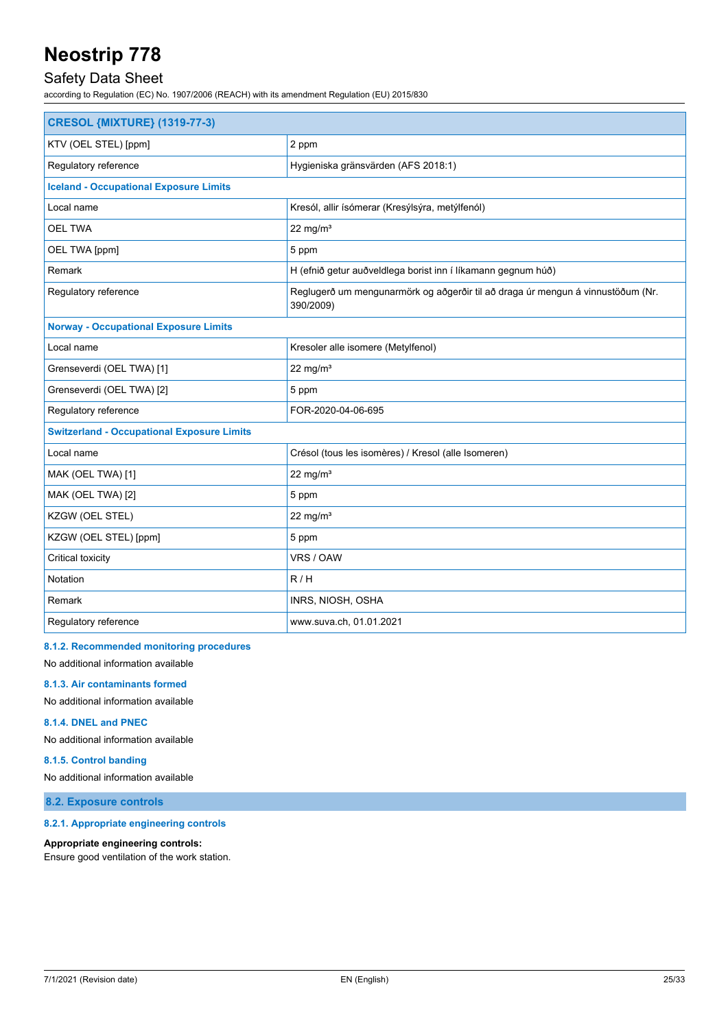| CRESOL {MIXTURE} (1319-77-3) | |
|---|---|
| KTV (OEL STEL) [ppm] | 2 ppm |
| Regulatory reference | Hygieniska gränsvärden (AFS 2018:1) |
| **Iceland - Occupational Exposure Limits** | |
| Local name | Kresól, allir ísómerar (Kresýlsýra, metýlfenól) |
| OEL TWA | 22 mg/m³ |
| OEL TWA [ppm] | 5 ppm |
| Remark | H (efnið getur auðveldlega borist inn í líkamann gegnum húð) |
| Regulatory reference | Reglugerð um mengunarmörk og aðgerðir til að draga úr mengun á vinnustöðum (Nr. 390/2009) |
| **Norway - Occupational Exposure Limits** | |
| Local name | Kresoler alle isomere (Metylfenol) |
| Grenseverdi (OEL TWA) [1] | 22 mg/m³ |
| Grenseverdi (OEL TWA) [2] | 5 ppm |
| Regulatory reference | FOR-2020-04-06-695 |
| **Switzerland - Occupational Exposure Limits** | |
| Local name | Crésol (tous les isomères) / Kresol (alle Isomeren) |
| MAK (OEL TWA) [1] | 22 mg/m³ |
| MAK (OEL TWA) [2] | 5 ppm |
| KZGW (OEL STEL) | 22 mg/m³ |
| KZGW (OEL STEL) [ppm] | 5 ppm |
| Critical toxicity | VRS / OAW |
| Notation | R / H |
| Remark | INRS, NIOSH, OSHA |
| Regulatory reference | www.suva.ch, 01.01.2021 |

#### 8.1.2. Recommended monitoring procedures

No additional information available

#### 8.1.3. Air contaminants formed

No additional information available

#### 8.1.4. DNEL and PNEC

No additional information available

#### 8.1.5. Control banding

No additional information available

### 8.2. Exposure controls

#### 8.2.1. Appropriate engineering controls

**Appropriate engineering controls:**

Ensure good ventilation of the work station.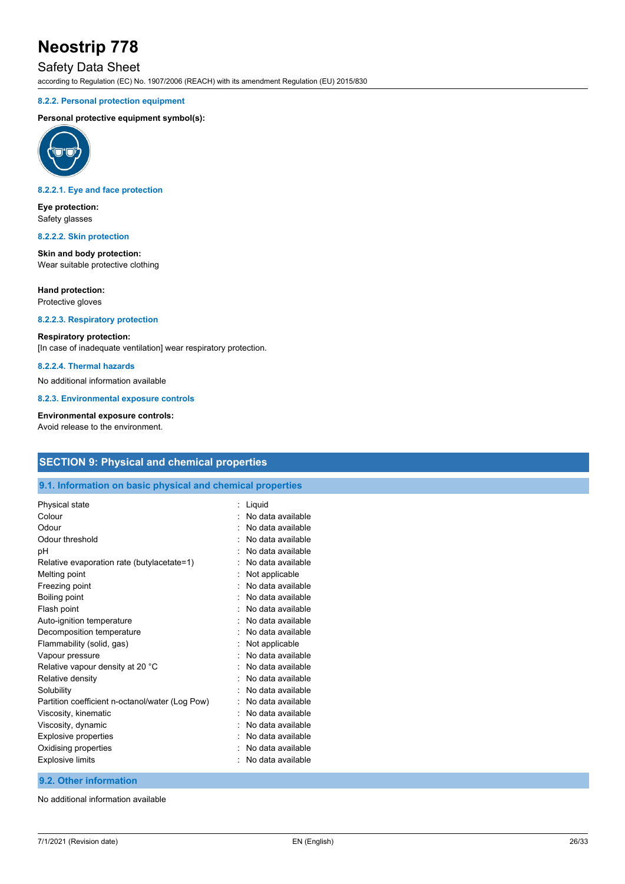#### 8.2.2. Personal protection equipment

**Personal protective equipment symbol(s):**

#### 8.2.2.1. Eye and face protection

**Eye protection:**
Safety glasses

#### 8.2.2.2. Skin protection

**Skin and body protection:**
Wear suitable protective clothing

**Hand protection:**
Protective gloves

#### 8.2.2.3. Respiratory protection

**Respiratory protection:**
[In case of inadequate ventilation] wear respiratory protection.

#### 8.2.2.4. Thermal hazards

No additional information available

#### 8.2.3. Environmental exposure controls

**Environmental exposure controls:**
Avoid release to the environment.

## SECTION 9: Physical and chemical properties

### 9.1. Information on basic physical and chemical properties

| Property | Value |
|---|---|
| Physical state | Liquid |
| Colour | No data available |
| Odour | No data available |
| Odour threshold | No data available |
| pH | No data available |
| Relative evaporation rate (butylacetate=1) | No data available |
| Melting point | Not applicable |
| Freezing point | No data available |
| Boiling point | No data available |
| Flash point | No data available |
| Auto-ignition temperature | No data available |
| Decomposition temperature | No data available |
| Flammability (solid, gas) | Not applicable |
| Vapour pressure | No data available |
| Relative vapour density at 20 °C | No data available |
| Relative density | No data available |
| Solubility | No data available |
| Partition coefficient n-octanol/water (Log Pow) | No data available |
| Viscosity, kinematic | No data available |
| Viscosity, dynamic | No data available |
| Explosive properties | No data available |
| Oxidising properties | No data available |
| Explosive limits | No data available |

### 9.2. Other information

No additional information available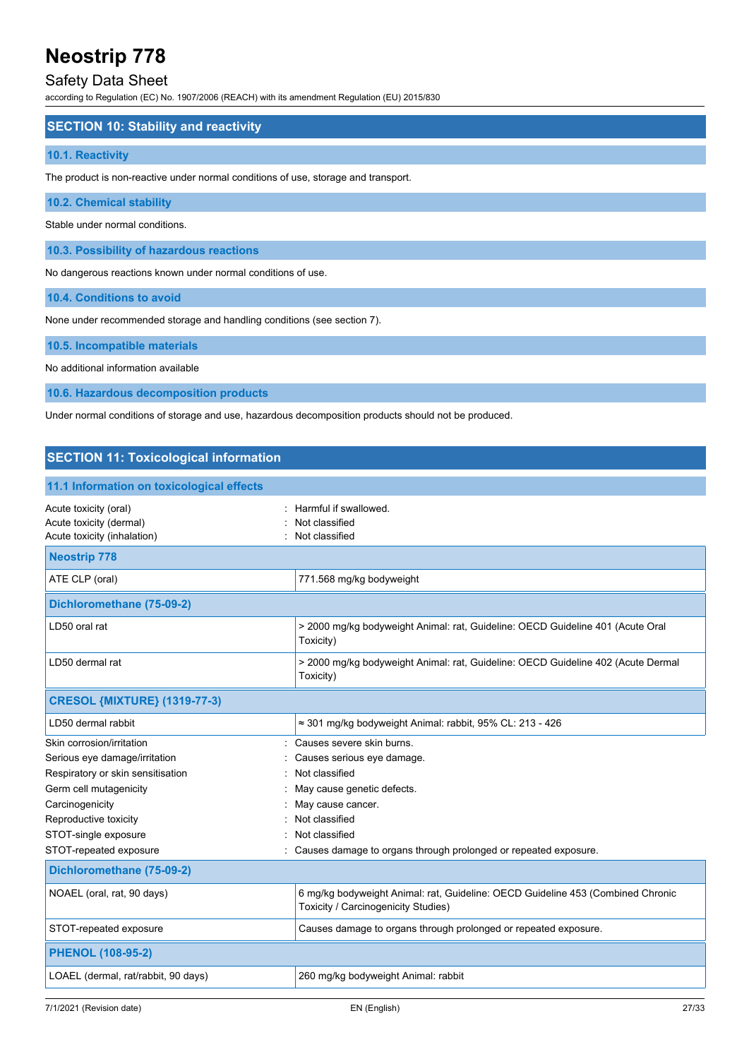## SECTION 10: Stability and reactivity

### 10.1. Reactivity

The product is non-reactive under normal conditions of use, storage and transport.

### 10.2. Chemical stability

Stable under normal conditions.

### 10.3. Possibility of hazardous reactions

No dangerous reactions known under normal conditions of use.

### 10.4. Conditions to avoid

None under recommended storage and handling conditions (see section 7).

### 10.5. Incompatible materials

No additional information available

### 10.6. Hazardous decomposition products

Under normal conditions of storage and use, hazardous decomposition products should not be produced.

## SECTION 11: Toxicological information

### 11.1 Information on toxicological effects

Acute toxicity (oral) : Harmful if swallowed.
Acute toxicity (dermal) : Not classified
Acute toxicity (inhalation) : Not classified

| **Neostrip 778** | |
|---|---|
| ATE CLP (oral) | 771.568 mg/kg bodyweight |
| **Dichloromethane (75-09-2)** | |
| LD50 oral rat | > 2000 mg/kg bodyweight Animal: rat, Guideline: OECD Guideline 401 (Acute Oral Toxicity) |
| LD50 dermal rat | > 2000 mg/kg bodyweight Animal: rat, Guideline: OECD Guideline 402 (Acute Dermal Toxicity) |
| **CRESOL {MIXTURE} (1319-77-3)** | |
| LD50 dermal rabbit | ≈ 301 mg/kg bodyweight Animal: rabbit, 95% CL: 213 - 426 |

Skin corrosion/irritation : Causes severe skin burns.
Serious eye damage/irritation : Causes serious eye damage.
Respiratory or skin sensitisation : Not classified
Germ cell mutagenicity : May cause genetic defects.
Carcinogenicity : May cause cancer.
Reproductive toxicity : Not classified
STOT-single exposure : Not classified
STOT-repeated exposure : Causes damage to organs through prolonged or repeated exposure.

| **Dichloromethane (75-09-2)** | |
|---|---|
| NOAEL (oral, rat, 90 days) | 6 mg/kg bodyweight Animal: rat, Guideline: OECD Guideline 453 (Combined Chronic Toxicity / Carcinogenicity Studies) |
| STOT-repeated exposure | Causes damage to organs through prolonged or repeated exposure. |
| **PHENOL (108-95-2)** | |
| LOAEL (dermal, rat/rabbit, 90 days) | 260 mg/kg bodyweight Animal: rabbit |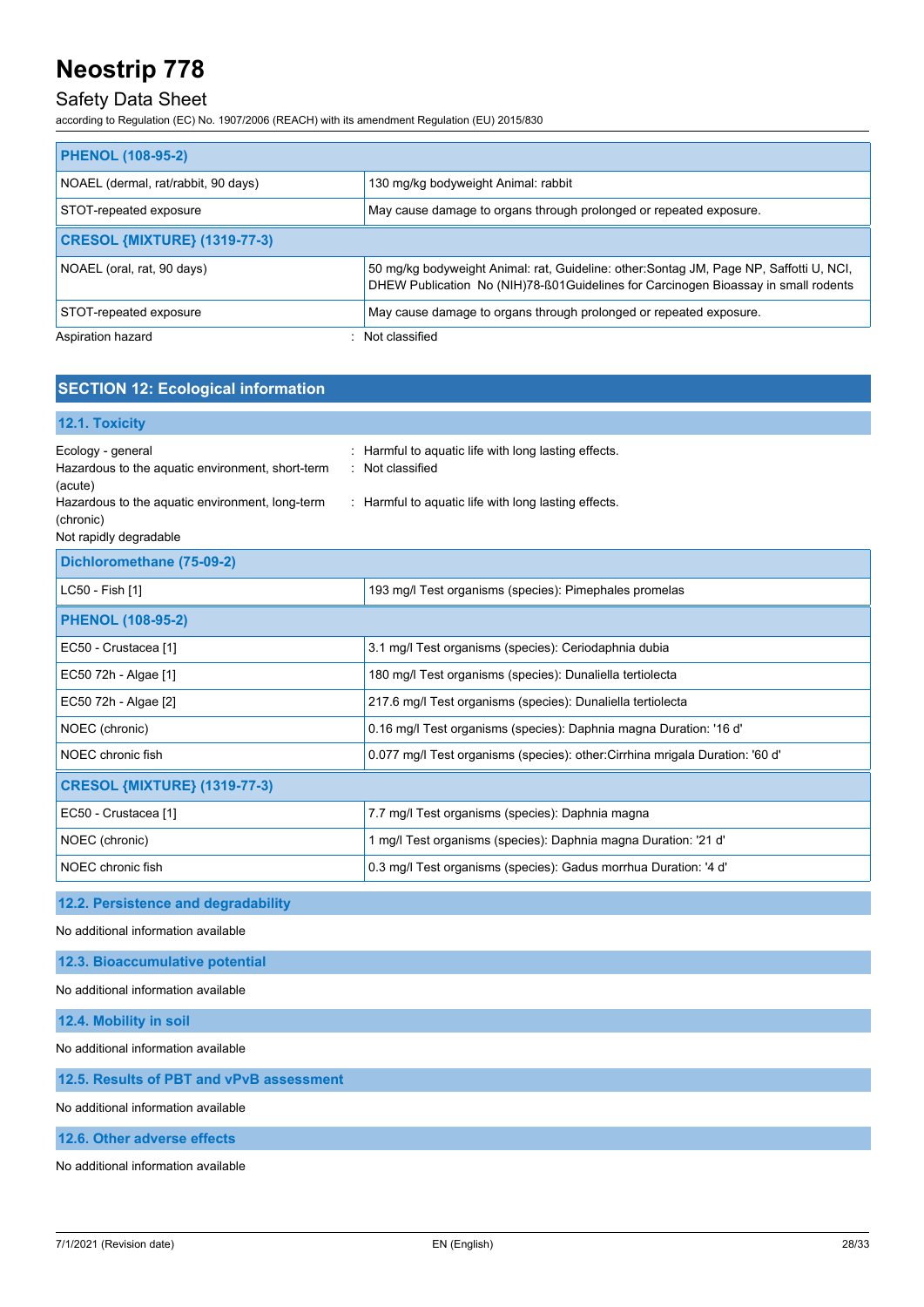| PHENOL (108-95-2) | |
|---|---|
| NOAEL (dermal, rat/rabbit, 90 days) | 130 mg/kg bodyweight Animal: rabbit |
| STOT-repeated exposure | May cause damage to organs through prolonged or repeated exposure. |
| **CRESOL {MIXTURE} (1319-77-3)** | |
| NOAEL (oral, rat, 90 days) | 50 mg/kg bodyweight Animal: rat, Guideline: other:Sontag JM, Page NP, Saffotti U, NCI, DHEW Publication No (NIH)78-ß01Guidelines for Carcinogen Bioassay in small rodents |
| STOT-repeated exposure | May cause damage to organs through prolonged or repeated exposure. |

Aspiration hazard : Not classified

## SECTION 12: Ecological information

### 12.1. Toxicity

Ecology - general : Harmful to aquatic life with long lasting effects.
Hazardous to the aquatic environment, short-term (acute) : Not classified
Hazardous to the aquatic environment, long-term (chronic) : Harmful to aquatic life with long lasting effects.
Not rapidly degradable

| Dichloromethane (75-09-2) | |
|---|---|
| LC50 - Fish [1] | 193 mg/l Test organisms (species): Pimephales promelas |
| **PHENOL (108-95-2)** | |
| EC50 - Crustacea [1] | 3.1 mg/l Test organisms (species): Ceriodaphnia dubia |
| EC50 72h - Algae [1] | 180 mg/l Test organisms (species): Dunaliella tertiolecta |
| EC50 72h - Algae [2] | 217.6 mg/l Test organisms (species): Dunaliella tertiolecta |
| NOEC (chronic) | 0.16 mg/l Test organisms (species): Daphnia magna Duration: '16 d' |
| NOEC chronic fish | 0.077 mg/l Test organisms (species): other:Cirrhina mrigala Duration: '60 d' |
| **CRESOL {MIXTURE} (1319-77-3)** | |
| EC50 - Crustacea [1] | 7.7 mg/l Test organisms (species): Daphnia magna |
| NOEC (chronic) | 1 mg/l Test organisms (species): Daphnia magna Duration: '21 d' |
| NOEC chronic fish | 0.3 mg/l Test organisms (species): Gadus morrhua Duration: '4 d' |

### 12.2. Persistence and degradability

No additional information available

### 12.3. Bioaccumulative potential

No additional information available

### 12.4. Mobility in soil

No additional information available

### 12.5. Results of PBT and vPvB assessment

No additional information available

### 12.6. Other adverse effects

No additional information available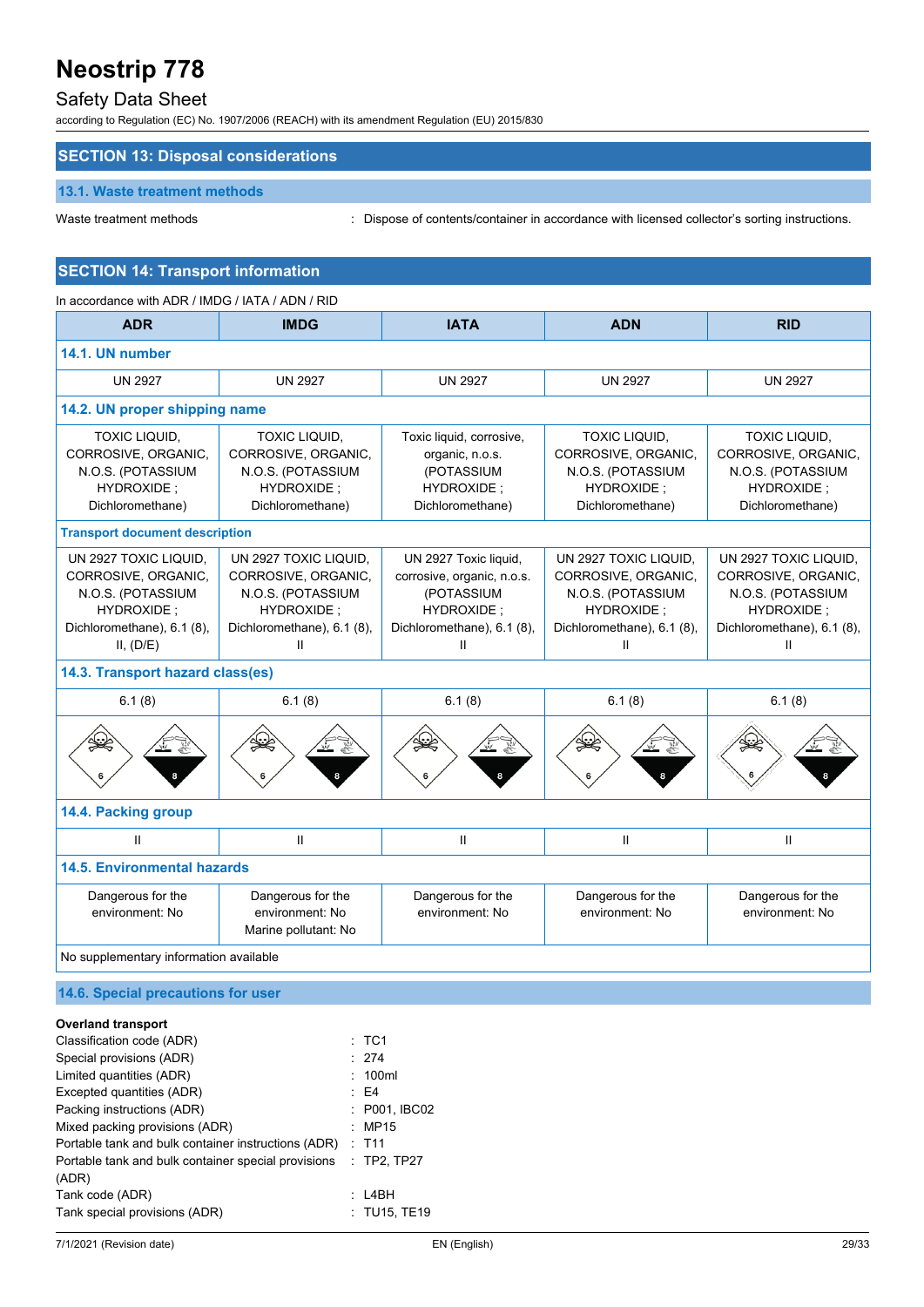## SECTION 13: Disposal considerations

### 13.1. Waste treatment methods

Waste treatment methods : Dispose of contents/container in accordance with licensed collector's sorting instructions.

## SECTION 14: Transport information

In accordance with ADR / IMDG / IATA / ADN / RID

| ADR | IMDG | IATA | ADN | RID |
|---|---|---|---|---|
| **14.1. UN number** | | | | |
| UN 2927 | UN 2927 | UN 2927 | UN 2927 | UN 2927 |
| **14.2. UN proper shipping name** | | | | |
| TOXIC LIQUID, CORROSIVE, ORGANIC, N.O.S. (POTASSIUM HYDROXIDE ; Dichloromethane) | TOXIC LIQUID, CORROSIVE, ORGANIC, N.O.S. (POTASSIUM HYDROXIDE ; Dichloromethane) | Toxic liquid, corrosive, organic, n.o.s. (POTASSIUM HYDROXIDE ; Dichloromethane) | TOXIC LIQUID, CORROSIVE, ORGANIC, N.O.S. (POTASSIUM HYDROXIDE ; Dichloromethane) | TOXIC LIQUID, CORROSIVE, ORGANIC, N.O.S. (POTASSIUM HYDROXIDE ; Dichloromethane) |
| **Transport document description** | | | | |
| UN 2927 TOXIC LIQUID, CORROSIVE, ORGANIC, N.O.S. (POTASSIUM HYDROXIDE ; Dichloromethane), 6.1 (8), II, (D/E) | UN 2927 TOXIC LIQUID, CORROSIVE, ORGANIC, N.O.S. (POTASSIUM HYDROXIDE ; Dichloromethane), 6.1 (8), II | UN 2927 Toxic liquid, corrosive, organic, n.o.s. (POTASSIUM HYDROXIDE ; Dichloromethane), 6.1 (8), II | UN 2927 TOXIC LIQUID, CORROSIVE, ORGANIC, N.O.S. (POTASSIUM HYDROXIDE ; Dichloromethane), 6.1 (8), II | UN 2927 TOXIC LIQUID, CORROSIVE, ORGANIC, N.O.S. (POTASSIUM HYDROXIDE ; Dichloromethane), 6.1 (8), II |
| **14.3. Transport hazard class(es)** | | | | |
| 6.1 (8) | 6.1 (8) | 6.1 (8) | 6.1 (8) | 6.1 (8) |
| **14.4. Packing group** | | | | |
| II | II | II | II | II |
| **14.5. Environmental hazards** | | | | |
| Dangerous for the environment: No | Dangerous for the environment: No<br>Marine pollutant: No | Dangerous for the environment: No | Dangerous for the environment: No | Dangerous for the environment: No |
| No supplementary information available | | | | |

### 14.6. Special precautions for user

**Overland transport**

Classification code (ADR) : TC1
Special provisions (ADR) : 274
Limited quantities (ADR) : 100ml
Excepted quantities (ADR) : E4
Packing instructions (ADR) : P001, IBC02
Mixed packing provisions (ADR) : MP15
Portable tank and bulk container instructions (ADR) : T11
Portable tank and bulk container special provisions (ADR) : TP2, TP27
Tank code (ADR) : L4BH
Tank special provisions (ADR) : TU15, TE19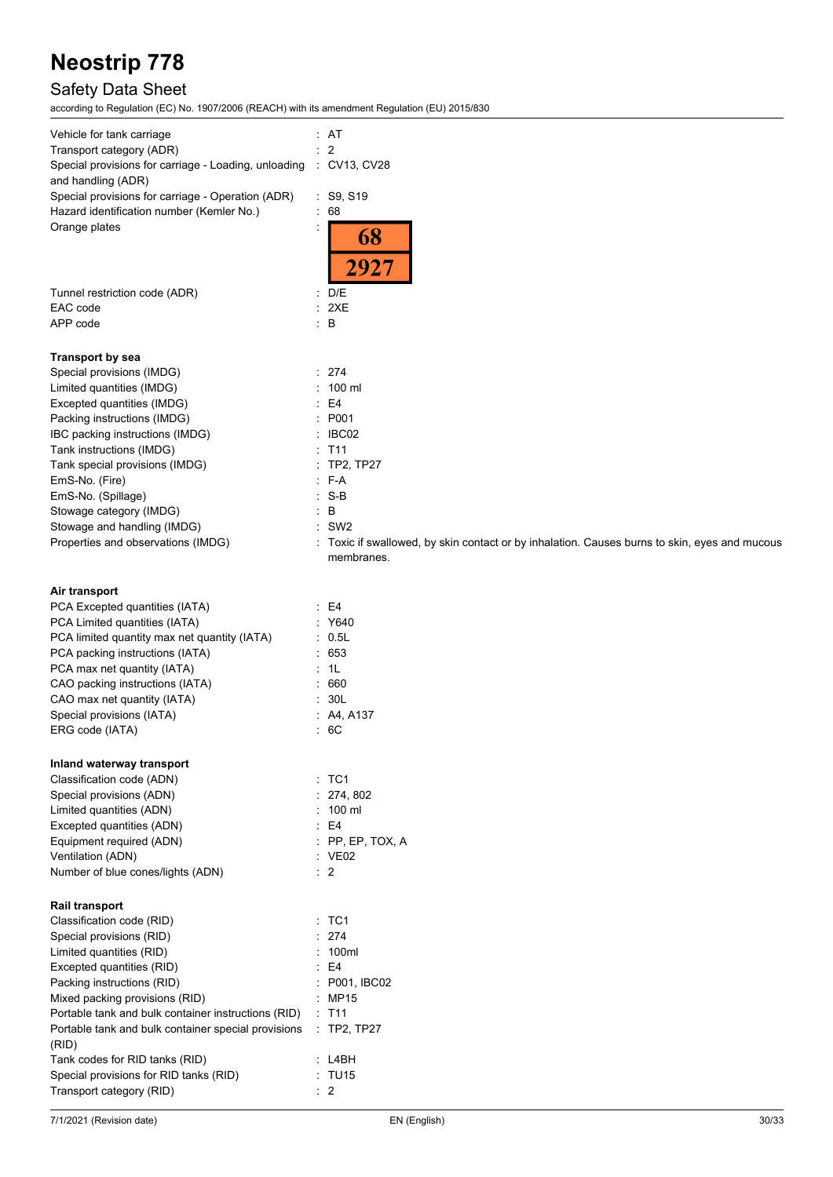# Neostrip 778

## Safety Data Sheet

according to Regulation (EC) No. 1907/2006 (REACH) with its amendment Regulation (EU) 2015/830

| | |
|---|---|
| Vehicle for tank carriage | : AT |
| Transport category (ADR) | : 2 |
| Special provisions for carriage - Loading, unloading and handling (ADR) | : CV13, CV28 |
| Special provisions for carriage - Operation (ADR) | : S9, S19 |
| Hazard identification number (Kemler No.) | : 68 |
| Orange plates | : 68 / 2927 |
| Tunnel restriction code (ADR) | : D/E |
| EAC code | : 2XE |
| APP code | : B |

**Transport by sea**

| | |
|---|---|
| Special provisions (IMDG) | : 274 |
| Limited quantities (IMDG) | : 100 ml |
| Excepted quantities (IMDG) | : E4 |
| Packing instructions (IMDG) | : P001 |
| IBC packing instructions (IMDG) | : IBC02 |
| Tank instructions (IMDG) | : T11 |
| Tank special provisions (IMDG) | : TP2, TP27 |
| EmS-No. (Fire) | : F-A |
| EmS-No. (Spillage) | : S-B |
| Stowage category (IMDG) | : B |
| Stowage and handling (IMDG) | : SW2 |
| Properties and observations (IMDG) | : Toxic if swallowed, by skin contact or by inhalation. Causes burns to skin, eyes and mucous membranes. |

**Air transport**

| | |
|---|---|
| PCA Excepted quantities (IATA) | : E4 |
| PCA Limited quantities (IATA) | : Y640 |
| PCA limited quantity max net quantity (IATA) | : 0.5L |
| PCA packing instructions (IATA) | : 653 |
| PCA max net quantity (IATA) | : 1L |
| CAO packing instructions (IATA) | : 660 |
| CAO max net quantity (IATA) | : 30L |
| Special provisions (IATA) | : A4, A137 |
| ERG code (IATA) | : 6C |

**Inland waterway transport**

| | |
|---|---|
| Classification code (ADN) | : TC1 |
| Special provisions (ADN) | : 274, 802 |
| Limited quantities (ADN) | : 100 ml |
| Excepted quantities (ADN) | : E4 |
| Equipment required (ADN) | : PP, EP, TOX, A |
| Ventilation (ADN) | : VE02 |
| Number of blue cones/lights (ADN) | : 2 |

**Rail transport**

| | |
|---|---|
| Classification code (RID) | : TC1 |
| Special provisions (RID) | : 274 |
| Limited quantities (RID) | : 100ml |
| Excepted quantities (RID) | : E4 |
| Packing instructions (RID) | : P001, IBC02 |
| Mixed packing provisions (RID) | : MP15 |
| Portable tank and bulk container instructions (RID) | : T11 |
| Portable tank and bulk container special provisions (RID) | : TP2, TP27 |
| Tank codes for RID tanks (RID) | : L4BH |
| Special provisions for RID tanks (RID) | : TU15 |
| Transport category (RID) | : 2 |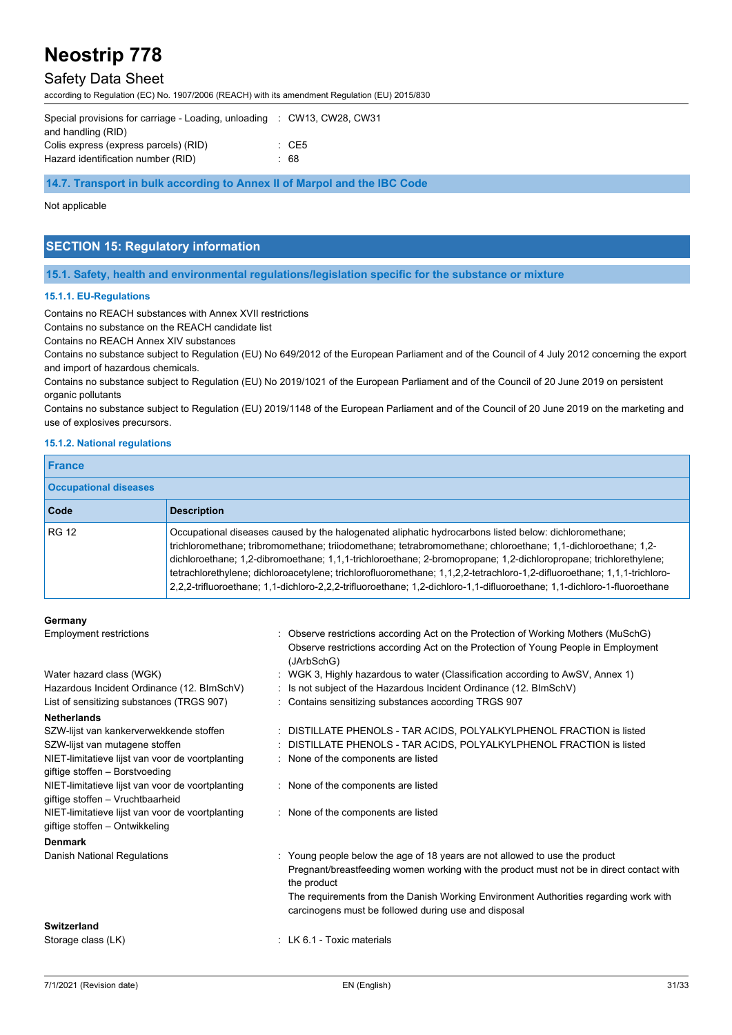| | |
|---|---|
| Special provisions for carriage - Loading, unloading and handling (RID) | : CW13, CW28, CW31 |
| Colis express (express parcels) (RID) | : CE5 |
| Hazard identification number (RID) | : 68 |

### 14.7. Transport in bulk according to Annex II of Marpol and the IBC Code

Not applicable

## SECTION 15: Regulatory information

### 15.1. Safety, health and environmental regulations/legislation specific for the substance or mixture

#### 15.1.1. EU-Regulations

Contains no REACH substances with Annex XVII restrictions
Contains no substance on the REACH candidate list
Contains no REACH Annex XIV substances
Contains no substance subject to Regulation (EU) No 649/2012 of the European Parliament and of the Council of 4 July 2012 concerning the export and import of hazardous chemicals.
Contains no substance subject to Regulation (EU) No 2019/1021 of the European Parliament and of the Council of 20 June 2019 on persistent organic pollutants
Contains no substance subject to Regulation (EU) 2019/1148 of the European Parliament and of the Council of 20 June 2019 on the marketing and use of explosives precursors.

#### 15.1.2. National regulations

**France**

**Occupational diseases**

| Code | Description |
|---|---|
| RG 12 | Occupational diseases caused by the halogenated aliphatic hydrocarbons listed below: dichloromethane; trichloromethane; tribromomethane; triiodomethane; tetrabromomethane; chloroethane; 1,1-dichloroethane; 1,2-dichloroethane; 1,2-dibromoethane; 1,1,1-trichloroethane; 2-bromopropane; 1,2-dichloropropane; trichlorethylene; tetrachlorethylene; dichloroacetylene; trichlorofluoromethane; 1,1,2,2-tetrachloro-1,2-difluoroethane; 1,1,1-trichloro-2,2,2-trifluoroethane; 1,1-dichloro-2,2,2-trifluoroethane; 1,2-dichloro-1,1-difluoroethane; 1,1-dichloro-1-fluoroethane |

**Germany**

| | |
|---|---|
| Employment restrictions | : Observe restrictions according Act on the Protection of Working Mothers (MuSchG) Observe restrictions according Act on the Protection of Young People in Employment (JArbSchG) |
| Water hazard class (WGK) | : WGK 3, Highly hazardous to water (Classification according to AwSV, Annex 1) |
| Hazardous Incident Ordinance (12. BImSchV) | : Is not subject of the Hazardous Incident Ordinance (12. BImSchV) |
| List of sensitizing substances (TRGS 907) | : Contains sensitizing substances according TRGS 907 |

**Netherlands**

| | |
|---|---|
| SZW-lijst van kankerverwekkende stoffen | : DISTILLATE PHENOLS - TAR ACIDS, POLYALKYLPHENOL FRACTION is listed |
| SZW-lijst van mutagene stoffen | : DISTILLATE PHENOLS - TAR ACIDS, POLYALKYLPHENOL FRACTION is listed |
| NIET-limitatieve lijst van voor de voortplanting giftige stoffen – Borstvoeding | : None of the components are listed |
| NIET-limitatieve lijst van voor de voortplanting giftige stoffen – Vruchtbaarheid | : None of the components are listed |
| NIET-limitatieve lijst van voor de voortplanting giftige stoffen – Ontwikkeling | : None of the components are listed |

**Denmark**

| | |
|---|---|
| Danish National Regulations | : Young people below the age of 18 years are not allowed to use the product Pregnant/breastfeeding women working with the product must not be in direct contact with the product The requirements from the Danish Working Environment Authorities regarding work with carcinogens must be followed during use and disposal |

**Switzerland**

| | |
|---|---|
| Storage class (LK) | : LK 6.1 - Toxic materials |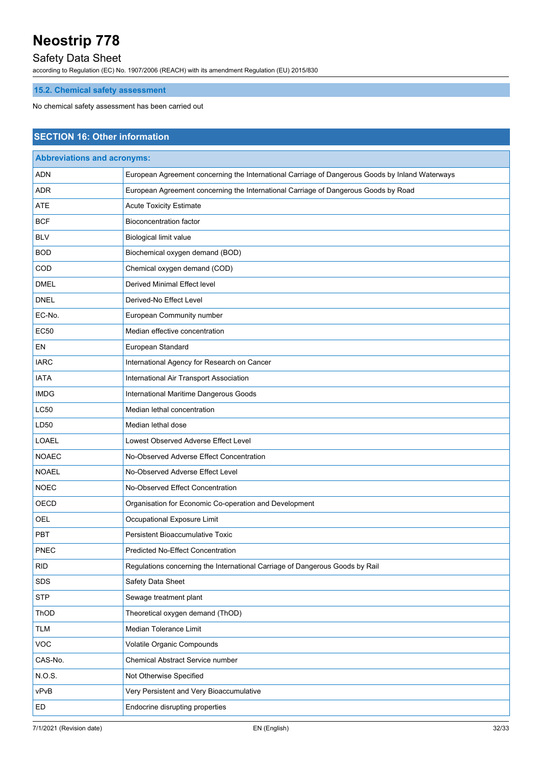### 15.2. Chemical safety assessment

No chemical safety assessment has been carried out

## SECTION 16: Other information

| Abbreviations and acronyms: | |
|---|---|
| ADN | European Agreement concerning the International Carriage of Dangerous Goods by Inland Waterways |
| ADR | European Agreement concerning the International Carriage of Dangerous Goods by Road |
| ATE | Acute Toxicity Estimate |
| BCF | Bioconcentration factor |
| BLV | Biological limit value |
| BOD | Biochemical oxygen demand (BOD) |
| COD | Chemical oxygen demand (COD) |
| DMEL | Derived Minimal Effect level |
| DNEL | Derived-No Effect Level |
| EC-No. | European Community number |
| EC50 | Median effective concentration |
| EN | European Standard |
| IARC | International Agency for Research on Cancer |
| IATA | International Air Transport Association |
| IMDG | International Maritime Dangerous Goods |
| LC50 | Median lethal concentration |
| LD50 | Median lethal dose |
| LOAEL | Lowest Observed Adverse Effect Level |
| NOAEC | No-Observed Adverse Effect Concentration |
| NOAEL | No-Observed Adverse Effect Level |
| NOEC | No-Observed Effect Concentration |
| OECD | Organisation for Economic Co-operation and Development |
| OEL | Occupational Exposure Limit |
| PBT | Persistent Bioaccumulative Toxic |
| PNEC | Predicted No-Effect Concentration |
| RID | Regulations concerning the International Carriage of Dangerous Goods by Rail |
| SDS | Safety Data Sheet |
| STP | Sewage treatment plant |
| ThOD | Theoretical oxygen demand (ThOD) |
| TLM | Median Tolerance Limit |
| VOC | Volatile Organic Compounds |
| CAS-No. | Chemical Abstract Service number |
| N.O.S. | Not Otherwise Specified |
| vPvB | Very Persistent and Very Bioaccumulative |
| ED | Endocrine disrupting properties |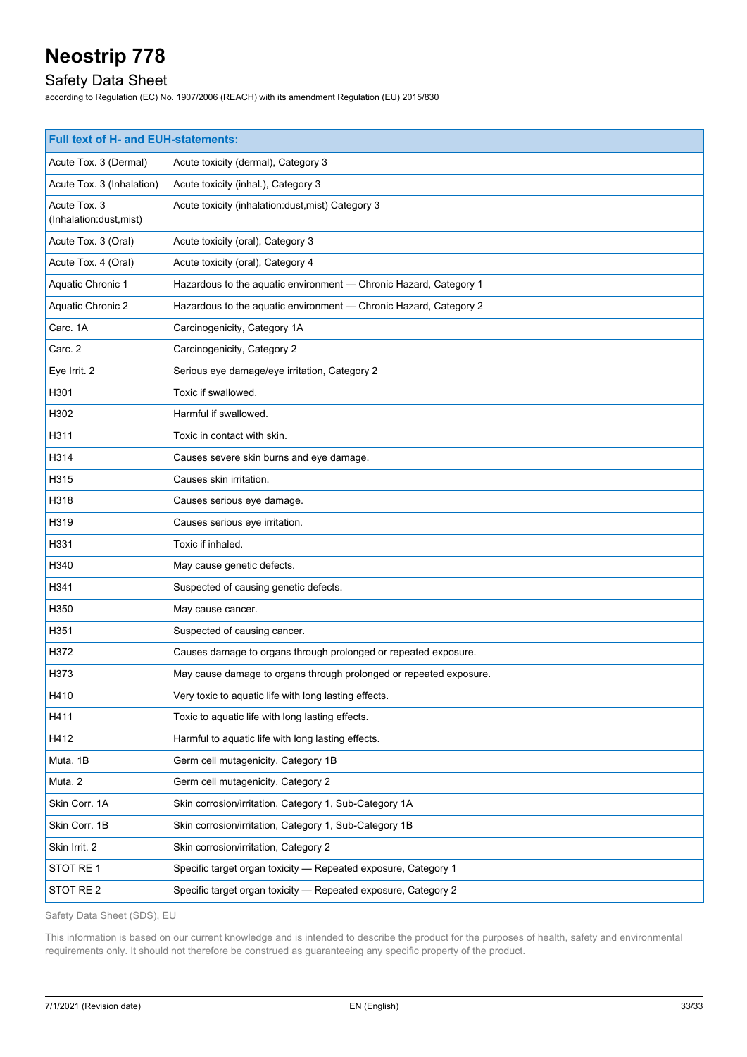| Full text of H- and EUH-statements: | |
|---|---|
| Acute Tox. 3 (Dermal) | Acute toxicity (dermal), Category 3 |
| Acute Tox. 3 (Inhalation) | Acute toxicity (inhal.), Category 3 |
| Acute Tox. 3 (Inhalation:dust,mist) | Acute toxicity (inhalation:dust,mist) Category 3 |
| Acute Tox. 3 (Oral) | Acute toxicity (oral), Category 3 |
| Acute Tox. 4 (Oral) | Acute toxicity (oral), Category 4 |
| Aquatic Chronic 1 | Hazardous to the aquatic environment — Chronic Hazard, Category 1 |
| Aquatic Chronic 2 | Hazardous to the aquatic environment — Chronic Hazard, Category 2 |
| Carc. 1A | Carcinogenicity, Category 1A |
| Carc. 2 | Carcinogenicity, Category 2 |
| Eye Irrit. 2 | Serious eye damage/eye irritation, Category 2 |
| H301 | Toxic if swallowed. |
| H302 | Harmful if swallowed. |
| H311 | Toxic in contact with skin. |
| H314 | Causes severe skin burns and eye damage. |
| H315 | Causes skin irritation. |
| H318 | Causes serious eye damage. |
| H319 | Causes serious eye irritation. |
| H331 | Toxic if inhaled. |
| H340 | May cause genetic defects. |
| H341 | Suspected of causing genetic defects. |
| H350 | May cause cancer. |
| H351 | Suspected of causing cancer. |
| H372 | Causes damage to organs through prolonged or repeated exposure. |
| H373 | May cause damage to organs through prolonged or repeated exposure. |
| H410 | Very toxic to aquatic life with long lasting effects. |
| H411 | Toxic to aquatic life with long lasting effects. |
| H412 | Harmful to aquatic life with long lasting effects. |
| Muta. 1B | Germ cell mutagenicity, Category 1B |
| Muta. 2 | Germ cell mutagenicity, Category 2 |
| Skin Corr. 1A | Skin corrosion/irritation, Category 1, Sub-Category 1A |
| Skin Corr. 1B | Skin corrosion/irritation, Category 1, Sub-Category 1B |
| Skin Irrit. 2 | Skin corrosion/irritation, Category 2 |
| STOT RE 1 | Specific target organ toxicity — Repeated exposure, Category 1 |
| STOT RE 2 | Specific target organ toxicity — Repeated exposure, Category 2 |

Safety Data Sheet (SDS), EU

This information is based on our current knowledge and is intended to describe the product for the purposes of health, safety and environmental requirements only. It should not therefore be construed as guaranteeing any specific property of the product.